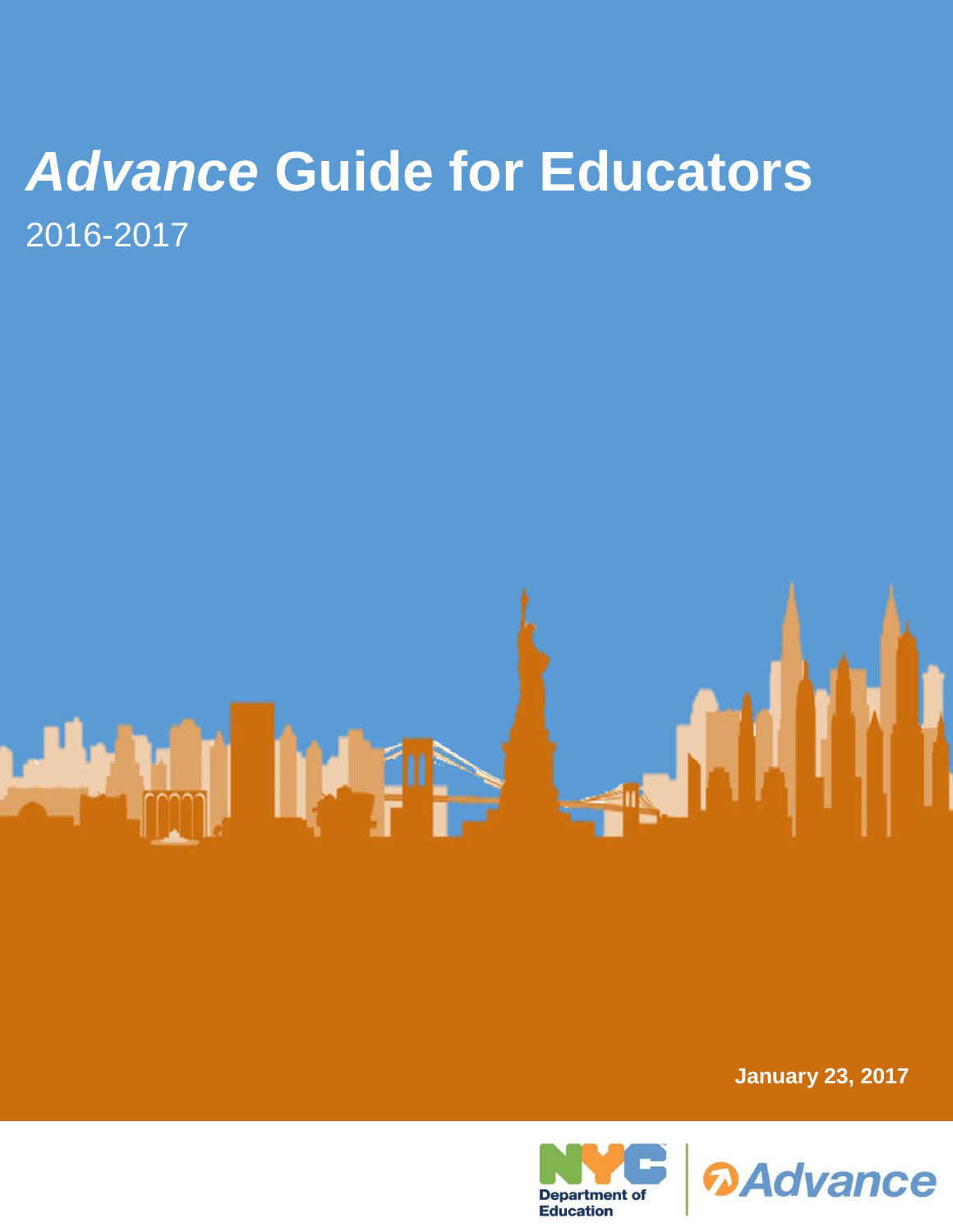# *Advance* Guide for Educators

2016-2017

January 23, 2017

NYC Department of Education | Advance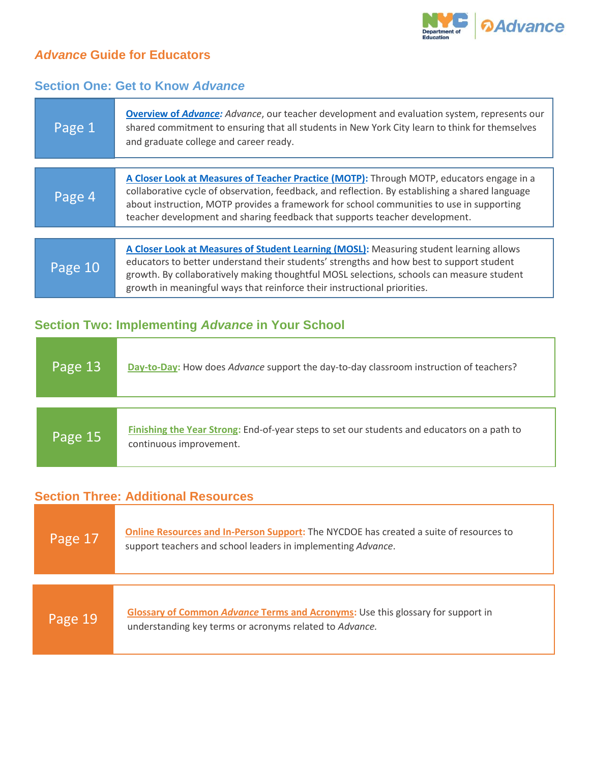# *Advance* Guide for Educators

## Section One: Get to Know *Advance*

| Page | Description |
|---|---|
| Page 1 | **Overview of *Advance*:** *Advance*, our teacher development and evaluation system, represents our shared commitment to ensuring that all students in New York City learn to think for themselves and graduate college and career ready. |
| Page 4 | **A Closer Look at Measures of Teacher Practice (MOTP):** Through MOTP, educators engage in a collaborative cycle of observation, feedback, and reflection. By establishing a shared language about instruction, MOTP provides a framework for school communities to use in supporting teacher development and sharing feedback that supports teacher development. |
| Page 10 | **A Closer Look at Measures of Student Learning (MOSL):** Measuring student learning allows educators to better understand their students' strengths and how best to support student growth. By collaboratively making thoughtful MOSL selections, schools can measure student growth in meaningful ways that reinforce their instructional priorities. |

## Section Two: Implementing *Advance* in Your School

| Page | Description |
|---|---|
| Page 13 | **Day-to-Day:** How does *Advance* support the day-to-day classroom instruction of teachers? |
| Page 15 | **Finishing the Year Strong:** End-of-year steps to set our students and educators on a path to continuous improvement. |

## Section Three: Additional Resources

| Page | Description |
|---|---|
| Page 17 | **Online Resources and In-Person Support:** The NYCDOE has created a suite of resources to support teachers and school leaders in implementing *Advance*. |
| Page 19 | **Glossary of Common *Advance* Terms and Acronyms:** Use this glossary for support in understanding key terms or acronyms related to *Advance*. |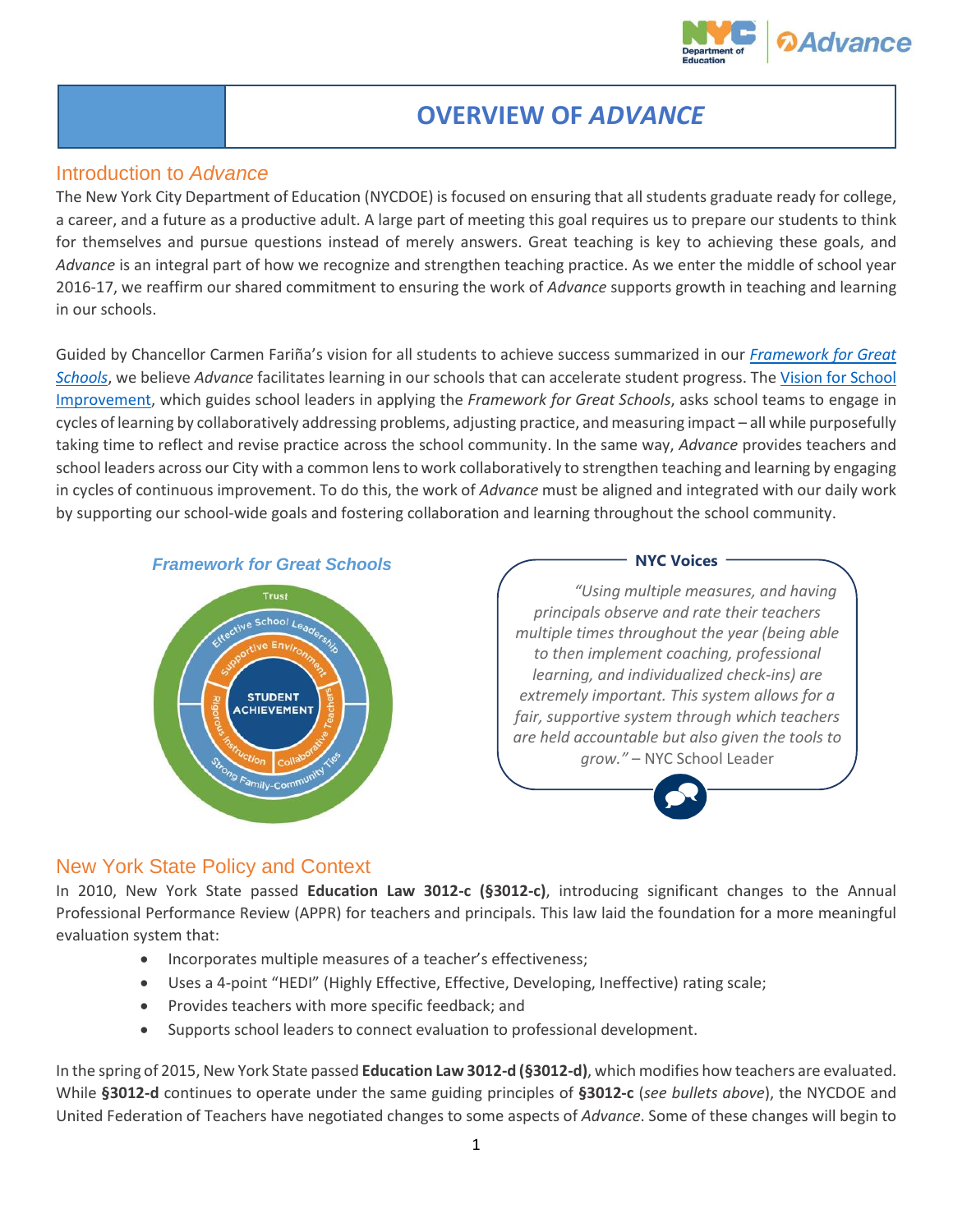# OVERVIEW OF *ADVANCE*

## Introduction to *Advance*

The New York City Department of Education (NYCDOE) is focused on ensuring that all students graduate ready for college, a career, and a future as a productive adult. A large part of meeting this goal requires us to prepare our students to think for themselves and pursue questions instead of merely answers. Great teaching is key to achieving these goals, and *Advance* is an integral part of how we recognize and strengthen teaching practice. As we enter the middle of school year 2016-17, we reaffirm our shared commitment to ensuring the work of *Advance* supports growth in teaching and learning in our schools.

Guided by Chancellor Carmen Fariña's vision for all students to achieve success summarized in our *Framework for Great Schools*, we believe *Advance* facilitates learning in our schools that can accelerate student progress. The Vision for School Improvement, which guides school leaders in applying the *Framework for Great Schools*, asks school teams to engage in cycles of learning by collaboratively addressing problems, adjusting practice, and measuring impact – all while purposefully taking time to reflect and revise practice across the school community. In the same way, *Advance* provides teachers and school leaders across our City with a common lens to work collaboratively to strengthen teaching and learning by engaging in cycles of continuous improvement. To do this, the work of *Advance* must be aligned and integrated with our daily work by supporting our school-wide goals and fostering collaboration and learning throughout the school community.

***Framework for Great Schools***

Trust; Effective School Leadership; Supportive Environment; Rigorous Instruction; Collaborative Teachers; Strong Family-Community Ties; STUDENT ACHIEVEMENT

**NYC Voices**

*"Using multiple measures, and having principals observe and rate their teachers multiple times throughout the year (being able to then implement coaching, professional learning, and individualized check-ins) are extremely important. This system allows for a fair, supportive system through which teachers are held accountable but also given the tools to grow."* – NYC School Leader

## New York State Policy and Context

In 2010, New York State passed **Education Law 3012-c (§3012-c)**, introducing significant changes to the Annual Professional Performance Review (APPR) for teachers and principals. This law laid the foundation for a more meaningful evaluation system that:

- Incorporates multiple measures of a teacher's effectiveness;
- Uses a 4-point "HEDI" (Highly Effective, Effective, Developing, Ineffective) rating scale;
- Provides teachers with more specific feedback; and
- Supports school leaders to connect evaluation to professional development.

In the spring of 2015, New York State passed **Education Law 3012-d (§3012-d)**, which modifies how teachers are evaluated. While **§3012-d** continues to operate under the same guiding principles of **§3012-c** (*see bullets above*), the NYCDOE and United Federation of Teachers have negotiated changes to some aspects of *Advance*. Some of these changes will begin to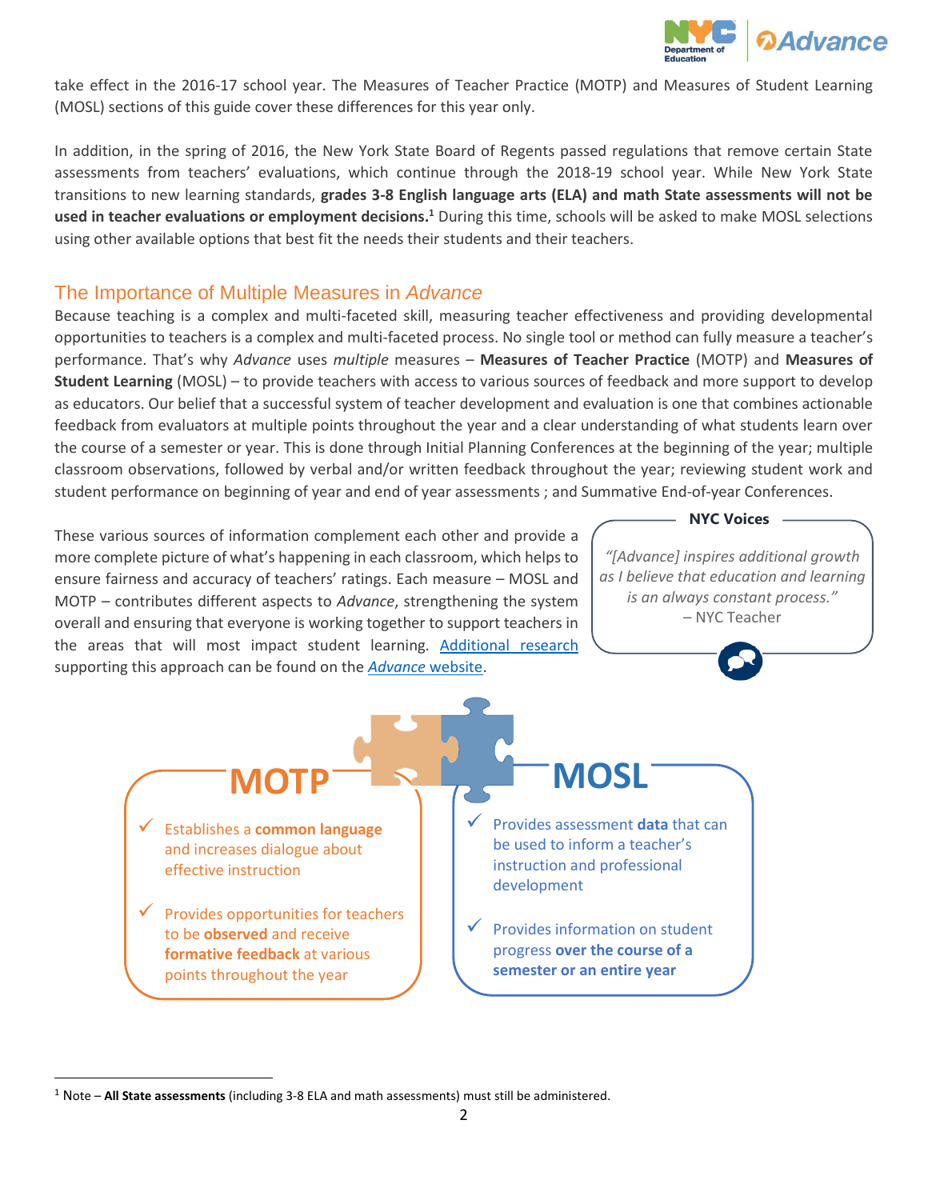take effect in the 2016-17 school year. The Measures of Teacher Practice (MOTP) and Measures of Student Learning (MOSL) sections of this guide cover these differences for this year only.

In addition, in the spring of 2016, the New York State Board of Regents passed regulations that remove certain State assessments from teachers' evaluations, which continue through the 2018-19 school year. While New York State transitions to new learning standards, **grades 3-8 English language arts (ELA) and math State assessments will not be used in teacher evaluations or employment decisions.**[1] During this time, schools will be asked to make MOSL selections using other available options that best fit the needs their students and their teachers.

## The Importance of Multiple Measures in *Advance*

Because teaching is a complex and multi-faceted skill, measuring teacher effectiveness and providing developmental opportunities to teachers is a complex and multi-faceted process. No single tool or method can fully measure a teacher's performance. That's why *Advance* uses *multiple* measures – **Measures of Teacher Practice** (MOTP) and **Measures of Student Learning** (MOSL) – to provide teachers with access to various sources of feedback and more support to develop as educators. Our belief that a successful system of teacher development and evaluation is one that combines actionable feedback from evaluators at multiple points throughout the year and a clear understanding of what students learn over the course of a semester or year. This is done through Initial Planning Conferences at the beginning of the year; multiple classroom observations, followed by verbal and/or written feedback throughout the year; reviewing student work and student performance on beginning of year and end of year assessments ; and Summative End-of-year Conferences.

These various sources of information complement each other and provide a more complete picture of what's happening in each classroom, which helps to ensure fairness and accuracy of teachers' ratings. Each measure – MOSL and MOTP – contributes different aspects to *Advance*, strengthening the system overall and ensuring that everyone is working together to support teachers in the areas that will most impact student learning. Additional research supporting this approach can be found on the *Advance* website.

**NYC Voices**

*"[Advance] inspires additional growth as I believe that education and learning is an always constant process."*
– NYC Teacher

### MOTP

- Establishes a **common language** and increases dialogue about effective instruction
- Provides opportunities for teachers to be **observed** and receive **formative feedback** at various points throughout the year

### MOSL

- Provides assessment **data** that can be used to inform a teacher's instruction and professional development
- Provides information on student progress **over the course of a semester or an entire year**

[1] Note – **All State assessments** (including 3-8 ELA and math assessments) must still be administered.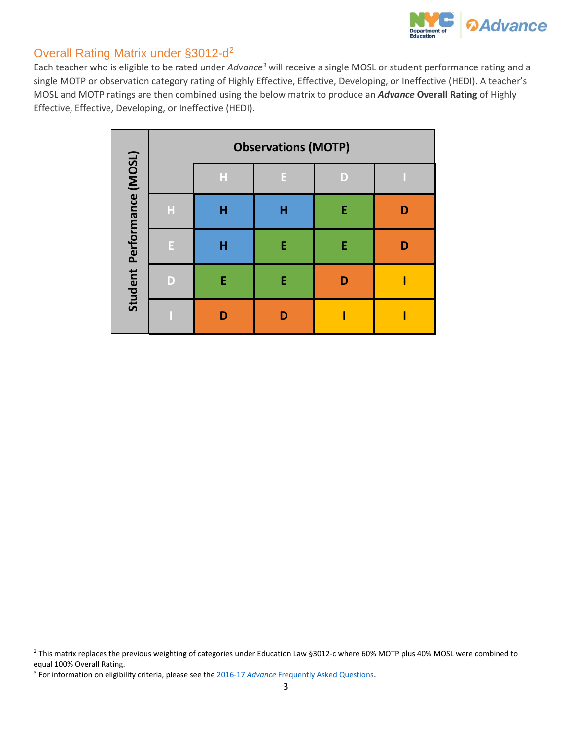## Overall Rating Matrix under §3012-d[2]

Each teacher who is eligible to be rated under *Advance*[3] will receive a single MOSL or student performance rating and a single MOTP or observation category rating of Highly Effective, Effective, Developing, or Ineffective (HEDI). A teacher's MOSL and MOTP ratings are then combined using the below matrix to produce an ***Advance*** **Overall Rating** of Highly Effective, Effective, Developing, or Ineffective (HEDI).

| Student Performance (MOSL) | Observations (MOTP) | | | |
|---|---|---|---|---|
| | **H** | **E** | **D** | **I** |
| **H** | H | H | E | D |
| **E** | H | E | E | D |
| **D** | E | E | D | I |
| **I** | D | D | I | I |

---

[2] This matrix replaces the previous weighting of categories under Education Law §3012-c where 60% MOTP plus 40% MOSL were combined to equal 100% Overall Rating.

[3] For information on eligibility criteria, please see the [2016-17 *Advance* Frequently Asked Questions](#).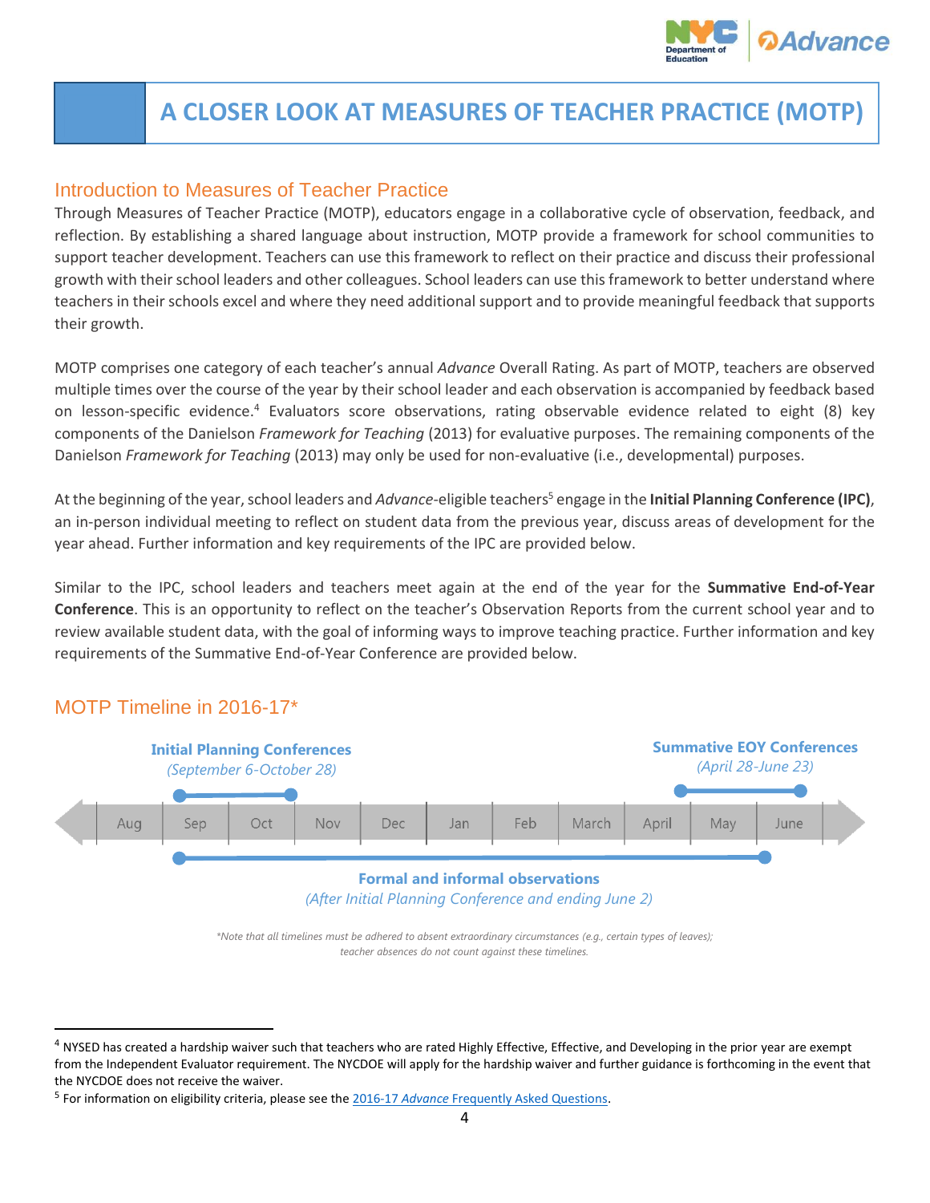# A CLOSER LOOK AT MEASURES OF TEACHER PRACTICE (MOTP)

## Introduction to Measures of Teacher Practice

Through Measures of Teacher Practice (MOTP), educators engage in a collaborative cycle of observation, feedback, and reflection. By establishing a shared language about instruction, MOTP provide a framework for school communities to support teacher development. Teachers can use this framework to reflect on their practice and discuss their professional growth with their school leaders and other colleagues. School leaders can use this framework to better understand where teachers in their schools excel and where they need additional support and to provide meaningful feedback that supports their growth.

MOTP comprises one category of each teacher's annual *Advance* Overall Rating. As part of MOTP, teachers are observed multiple times over the course of the year by their school leader and each observation is accompanied by feedback based on lesson-specific evidence.[4] Evaluators score observations, rating observable evidence related to eight (8) key components of the Danielson *Framework for Teaching* (2013) for evaluative purposes. The remaining components of the Danielson *Framework for Teaching* (2013) may only be used for non-evaluative (i.e., developmental) purposes.

At the beginning of the year, school leaders and *Advance*-eligible teachers[5] engage in the **Initial Planning Conference (IPC)**, an in-person individual meeting to reflect on student data from the previous year, discuss areas of development for the year ahead. Further information and key requirements of the IPC are provided below.

Similar to the IPC, school leaders and teachers meet again at the end of the year for the **Summative End-of-Year Conference**. This is an opportunity to reflect on the teacher's Observation Reports from the current school year and to review available student data, with the goal of informing ways to improve teaching practice. Further information and key requirements of the Summative End-of-Year Conference are provided below.

## MOTP Timeline in 2016-17*

Aug | Sep | Oct | Nov | Dec | Jan | Feb | March | April | May | June

- **Initial Planning Conferences** *(September 6-October 28)*
- **Summative EOY Conferences** *(April 28-June 23)*
- **Formal and informal observations** *(After Initial Planning Conference and ending June 2)*

*\*Note that all timelines must be adhered to absent extraordinary circumstances (e.g., certain types of leaves); teacher absences do not count against these timelines.*

---

[4] NYSED has created a hardship waiver such that teachers who are rated Highly Effective, Effective, and Developing in the prior year are exempt from the Independent Evaluator requirement. The NYCDOE will apply for the hardship waiver and further guidance is forthcoming in the event that the NYCDOE does not receive the waiver.

[5] For information on eligibility criteria, please see the 2016-17 *Advance* Frequently Asked Questions.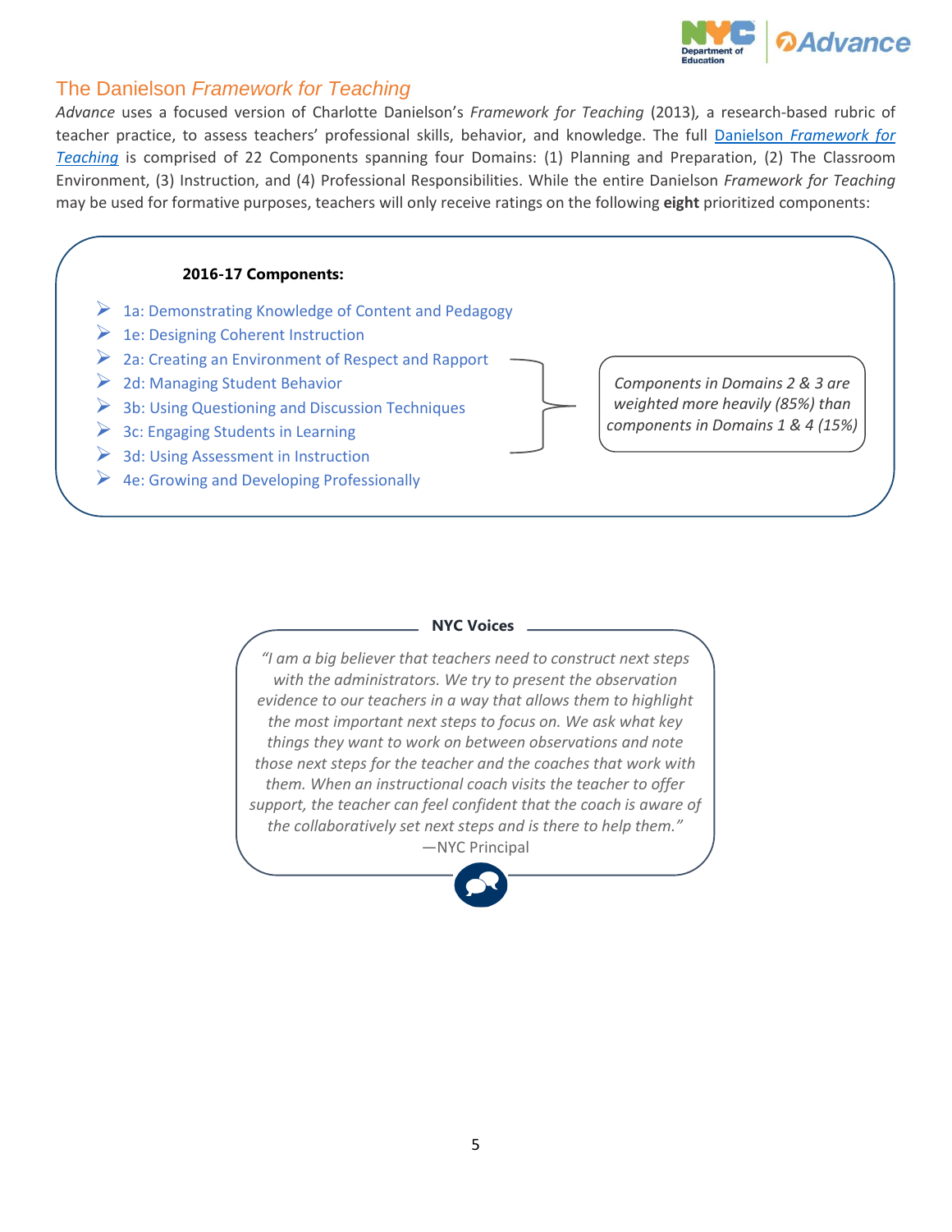## The Danielson *Framework for Teaching*

*Advance* uses a focused version of Charlotte Danielson's *Framework for Teaching* (2013), a research-based rubric of teacher practice, to assess teachers' professional skills, behavior, and knowledge. The full [Danielson *Framework for Teaching*]() is comprised of 22 Components spanning four Domains: (1) Planning and Preparation, (2) The Classroom Environment, (3) Instruction, and (4) Professional Responsibilities. While the entire Danielson *Framework for Teaching* may be used for formative purposes, teachers will only receive ratings on the following **eight** prioritized components:

**2016-17 Components:**

- 1a: Demonstrating Knowledge of Content and Pedagogy
- 1e: Designing Coherent Instruction
- 2a: Creating an Environment of Respect and Rapport
- 2d: Managing Student Behavior
- 3b: Using Questioning and Discussion Techniques
- 3c: Engaging Students in Learning
- 3d: Using Assessment in Instruction
- 4e: Growing and Developing Professionally

*Components in Domains 2 & 3 are weighted more heavily (85%) than components in Domains 1 & 4 (15%)*

**NYC Voices**

*"I am a big believer that teachers need to construct next steps with the administrators. We try to present the observation evidence to our teachers in a way that allows them to highlight the most important next steps to focus on. We ask what key things they want to work on between observations and note those next steps for the teacher and the coaches that work with them. When an instructional coach visits the teacher to offer support, the teacher can feel confident that the coach is aware of the collaboratively set next steps and is there to help them."*

—NYC Principal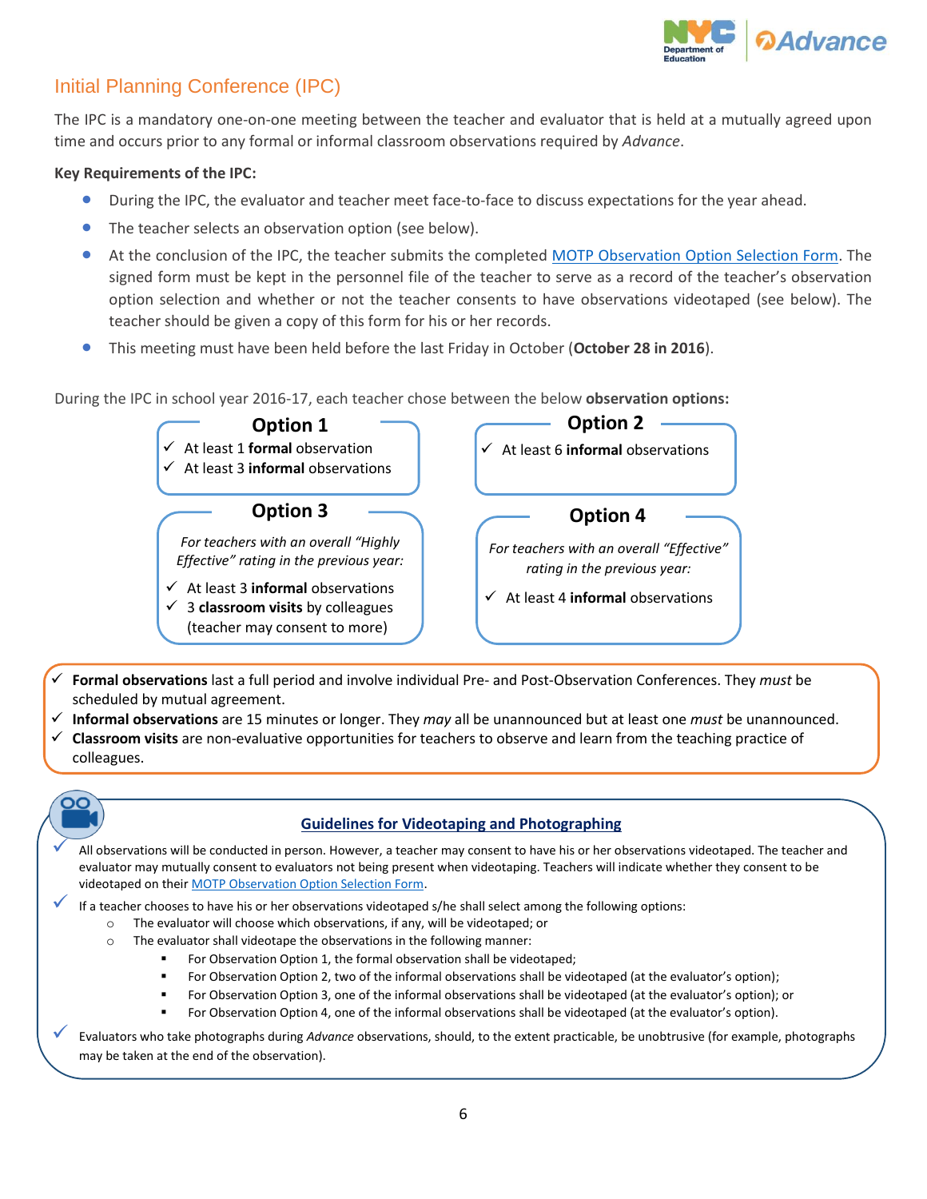## Initial Planning Conference (IPC)

The IPC is a mandatory one-on-one meeting between the teacher and evaluator that is held at a mutually agreed upon time and occurs prior to any formal or informal classroom observations required by *Advance*.

**Key Requirements of the IPC:**

- During the IPC, the evaluator and teacher meet face-to-face to discuss expectations for the year ahead.
- The teacher selects an observation option (see below).
- At the conclusion of the IPC, the teacher submits the completed MOTP Observation Option Selection Form. The signed form must be kept in the personnel file of the teacher to serve as a record of the teacher's observation option selection and whether or not the teacher consents to have observations videotaped (see below). The teacher should be given a copy of this form for his or her records.
- This meeting must have been held before the last Friday in October (**October 28 in 2016**).

During the IPC in school year 2016-17, each teacher chose between the below **observation options:**

**Option 1**

- ✓ At least 1 **formal** observation
- ✓ At least 3 **informal** observations

**Option 2**

- ✓ At least 6 **informal** observations

**Option 3**

*For teachers with an overall "Highly Effective" rating in the previous year:*

- ✓ At least 3 **informal** observations
- ✓ 3 **classroom visits** by colleagues (teacher may consent to more)

**Option 4**

*For teachers with an overall "Effective" rating in the previous year:*

- ✓ At least 4 **informal** observations

---

- ✓ **Formal observations** last a full period and involve individual Pre- and Post-Observation Conferences. They *must* be scheduled by mutual agreement.
- ✓ **Informal observations** are 15 minutes or longer. They *may* all be unannounced but at least one *must* be unannounced.
- ✓ **Classroom visits** are non-evaluative opportunities for teachers to observe and learn from the teaching practice of colleagues.

---

**Guidelines for Videotaping and Photographing**

- ✓ All observations will be conducted in person. However, a teacher may consent to have his or her observations videotaped. The teacher and evaluator may mutually consent to evaluators not being present when videotaping. Teachers will indicate whether they consent to be videotaped on their MOTP Observation Option Selection Form.
- ✓ If a teacher chooses to have his or her observations videotaped s/he shall select among the following options:
  - The evaluator will choose which observations, if any, will be videotaped; or
  - The evaluator shall videotape the observations in the following manner:
    - For Observation Option 1, the formal observation shall be videotaped;
    - For Observation Option 2, two of the informal observations shall be videotaped (at the evaluator's option);
    - For Observation Option 3, one of the informal observations shall be videotaped (at the evaluator's option); or
    - For Observation Option 4, one of the informal observations shall be videotaped (at the evaluator's option).
- ✓ Evaluators who take photographs during *Advance* observations, should, to the extent practicable, be unobtrusive (for example, photographs may be taken at the end of the observation).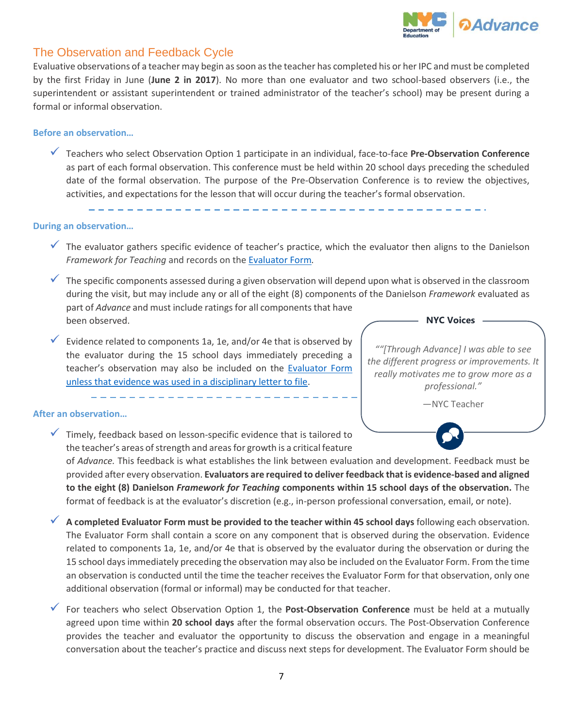## The Observation and Feedback Cycle

Evaluative observations of a teacher may begin as soon as the teacher has completed his or her IPC and must be completed by the first Friday in June (**June 2 in 2017**). No more than one evaluator and two school-based observers (i.e., the superintendent or assistant superintendent or trained administrator of the teacher's school) may be present during a formal or informal observation.

### Before an observation…

- Teachers who select Observation Option 1 participate in an individual, face-to-face **Pre-Observation Conference** as part of each formal observation. This conference must be held within 20 school days preceding the scheduled date of the formal observation. The purpose of the Pre-Observation Conference is to review the objectives, activities, and expectations for the lesson that will occur during the teacher's formal observation.

### During an observation…

- The evaluator gathers specific evidence of teacher's practice, which the evaluator then aligns to the Danielson *Framework for Teaching* and records on the Evaluator Form.
- The specific components assessed during a given observation will depend upon what is observed in the classroom during the visit, but may include any or all of the eight (8) components of the Danielson *Framework* evaluated as part of *Advance* and must include ratings for all components that have been observed.
- Evidence related to components 1a, 1e, and/or 4e that is observed by the evaluator during the 15 school days immediately preceding a teacher's observation may also be included on the Evaluator Form unless that evidence was used in a disciplinary letter to file.

> **NYC Voices**
>
> *""[Through Advance] I was able to see the different progress or improvements. It really motivates me to grow more as a professional."*
>
> —NYC Teacher

### After an observation…

- Timely, feedback based on lesson-specific evidence that is tailored to the teacher's areas of strength and areas for growth is a critical feature of *Advance.* This feedback is what establishes the link between evaluation and development. Feedback must be provided after every observation. **Evaluators are required to deliver feedback that is evidence-based and aligned to the eight (8) Danielson *Framework for Teaching* components within 15 school days of the observation.** The format of feedback is at the evaluator's discretion (e.g., in-person professional conversation, email, or note).
- **A completed Evaluator Form must be provided to the teacher within 45 school days** following each observation. The Evaluator Form shall contain a score on any component that is observed during the observation. Evidence related to components 1a, 1e, and/or 4e that is observed by the evaluator during the observation or during the 15 school days immediately preceding the observation may also be included on the Evaluator Form. From the time an observation is conducted until the time the teacher receives the Evaluator Form for that observation, only one additional observation (formal or informal) may be conducted for that teacher.
- For teachers who select Observation Option 1, the **Post-Observation Conference** must be held at a mutually agreed upon time within **20 school days** after the formal observation occurs. The Post-Observation Conference provides the teacher and evaluator the opportunity to discuss the observation and engage in a meaningful conversation about the teacher's practice and discuss next steps for development. The Evaluator Form should be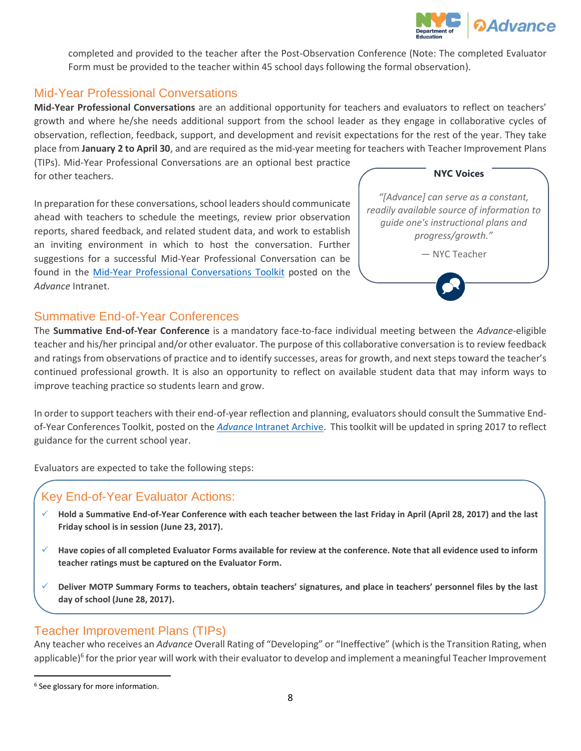completed and provided to the teacher after the Post-Observation Conference (Note: The completed Evaluator Form must be provided to the teacher within 45 school days following the formal observation).

## Mid-Year Professional Conversations

**Mid-Year Professional Conversations** are an additional opportunity for teachers and evaluators to reflect on teachers' growth and where he/she needs additional support from the school leader as they engage in collaborative cycles of observation, reflection, feedback, support, and development and revisit expectations for the rest of the year. They take place from **January 2 to April 30**, and are required as the mid-year meeting for teachers with Teacher Improvement Plans (TIPs). Mid-Year Professional Conversations are an optional best practice for other teachers.

In preparation for these conversations, school leaders should communicate ahead with teachers to schedule the meetings, review prior observation reports, shared feedback, and related student data, and work to establish an inviting environment in which to host the conversation. Further suggestions for a successful Mid-Year Professional Conversation can be found in the Mid-Year Professional Conversations Toolkit posted on the *Advance* Intranet.

> **NYC Voices**
>
> *"[Advance] can serve as a constant, readily available source of information to guide one's instructional plans and progress/growth."*
>
> — NYC Teacher

## Summative End-of-Year Conferences

The **Summative End-of-Year Conference** is a mandatory face-to-face individual meeting between the *Advance*-eligible teacher and his/her principal and/or other evaluator. The purpose of this collaborative conversation is to review feedback and ratings from observations of practice and to identify successes, areas for growth, and next steps toward the teacher's continued professional growth. It is also an opportunity to reflect on available student data that may inform ways to improve teaching practice so students learn and grow.

In order to support teachers with their end-of-year reflection and planning, evaluators should consult the Summative End-of-Year Conferences Toolkit, posted on the *Advance* Intranet Archive. This toolkit will be updated in spring 2017 to reflect guidance for the current school year.

Evaluators are expected to take the following steps:

### Key End-of-Year Evaluator Actions:

- ✓ **Hold a Summative End-of-Year Conference with each teacher between the last Friday in April (April 28, 2017) and the last Friday school is in session (June 23, 2017).**
- ✓ **Have copies of all completed Evaluator Forms available for review at the conference. Note that all evidence used to inform teacher ratings must be captured on the Evaluator Form.**
- ✓ **Deliver MOTP Summary Forms to teachers, obtain teachers' signatures, and place in teachers' personnel files by the last day of school (June 28, 2017).**

## Teacher Improvement Plans (TIPs)

Any teacher who receives an *Advance* Overall Rating of "Developing" or "Ineffective" (which is the Transition Rating, when applicable)[6] for the prior year will work with their evaluator to develop and implement a meaningful Teacher Improvement

[6] See glossary for more information.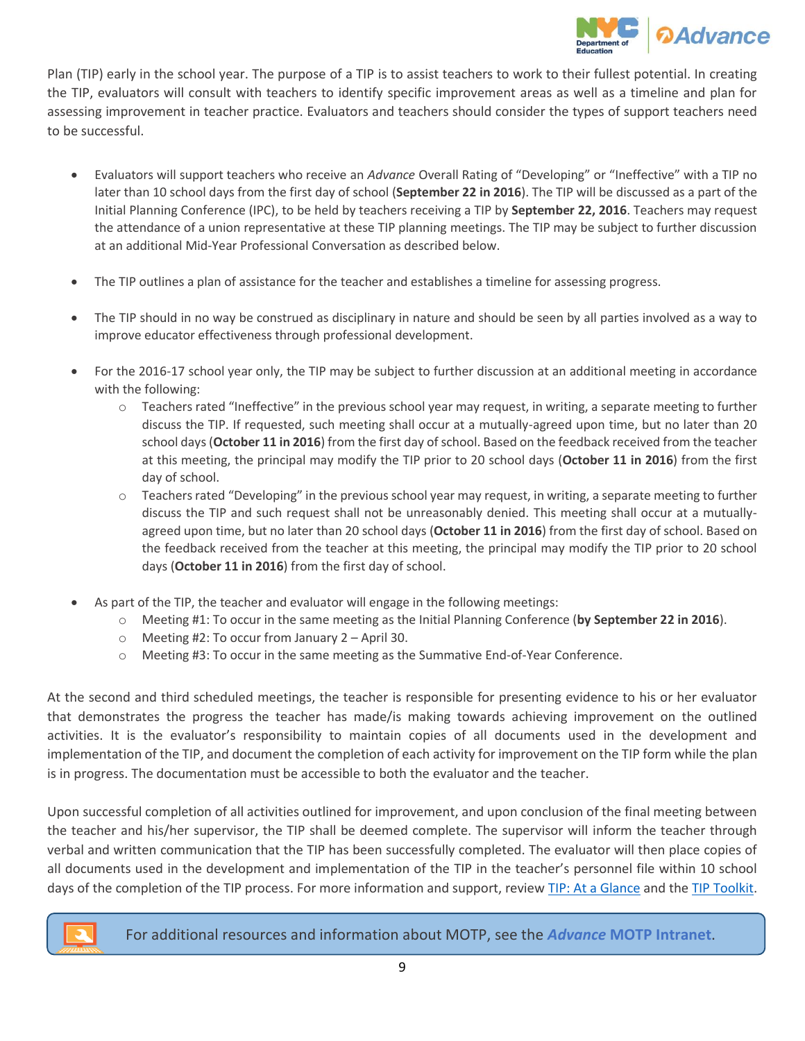Plan (TIP) early in the school year. The purpose of a TIP is to assist teachers to work to their fullest potential. In creating the TIP, evaluators will consult with teachers to identify specific improvement areas as well as a timeline and plan for assessing improvement in teacher practice. Evaluators and teachers should consider the types of support teachers need to be successful.

- Evaluators will support teachers who receive an *Advance* Overall Rating of "Developing" or "Ineffective" with a TIP no later than 10 school days from the first day of school (**September 22 in 2016**). The TIP will be discussed as a part of the Initial Planning Conference (IPC), to be held by teachers receiving a TIP by **September 22, 2016**. Teachers may request the attendance of a union representative at these TIP planning meetings. The TIP may be subject to further discussion at an additional Mid-Year Professional Conversation as described below.

- The TIP outlines a plan of assistance for the teacher and establishes a timeline for assessing progress.

- The TIP should in no way be construed as disciplinary in nature and should be seen by all parties involved as a way to improve educator effectiveness through professional development.

- For the 2016-17 school year only, the TIP may be subject to further discussion at an additional meeting in accordance with the following:
    - Teachers rated "Ineffective" in the previous school year may request, in writing, a separate meeting to further discuss the TIP. If requested, such meeting shall occur at a mutually-agreed upon time, but no later than 20 school days (**October 11 in 2016**) from the first day of school. Based on the feedback received from the teacher at this meeting, the principal may modify the TIP prior to 20 school days (**October 11 in 2016**) from the first day of school.
    - Teachers rated "Developing" in the previous school year may request, in writing, a separate meeting to further discuss the TIP and such request shall not be unreasonably denied. This meeting shall occur at a mutually-agreed upon time, but no later than 20 school days (**October 11 in 2016**) from the first day of school. Based on the feedback received from the teacher at this meeting, the principal may modify the TIP prior to 20 school days (**October 11 in 2016**) from the first day of school.

- As part of the TIP, the teacher and evaluator will engage in the following meetings:
    - Meeting #1: To occur in the same meeting as the Initial Planning Conference (**by September 22 in 2016**).
    - Meeting #2: To occur from January 2 – April 30.
    - Meeting #3: To occur in the same meeting as the Summative End-of-Year Conference.

At the second and third scheduled meetings, the teacher is responsible for presenting evidence to his or her evaluator that demonstrates the progress the teacher has made/is making towards achieving improvement on the outlined activities. It is the evaluator's responsibility to maintain copies of all documents used in the development and implementation of the TIP, and document the completion of each activity for improvement on the TIP form while the plan is in progress. The documentation must be accessible to both the evaluator and the teacher.

Upon successful completion of all activities outlined for improvement, and upon conclusion of the final meeting between the teacher and his/her supervisor, the TIP shall be deemed complete. The supervisor will inform the teacher through verbal and written communication that the TIP has been successfully completed. The evaluator will then place copies of all documents used in the development and implementation of the TIP in the teacher's personnel file within 10 school days of the completion of the TIP process. For more information and support, review TIP: At a Glance and the TIP Toolkit.

For additional resources and information about MOTP, see the ***Advance* MOTP Intranet**.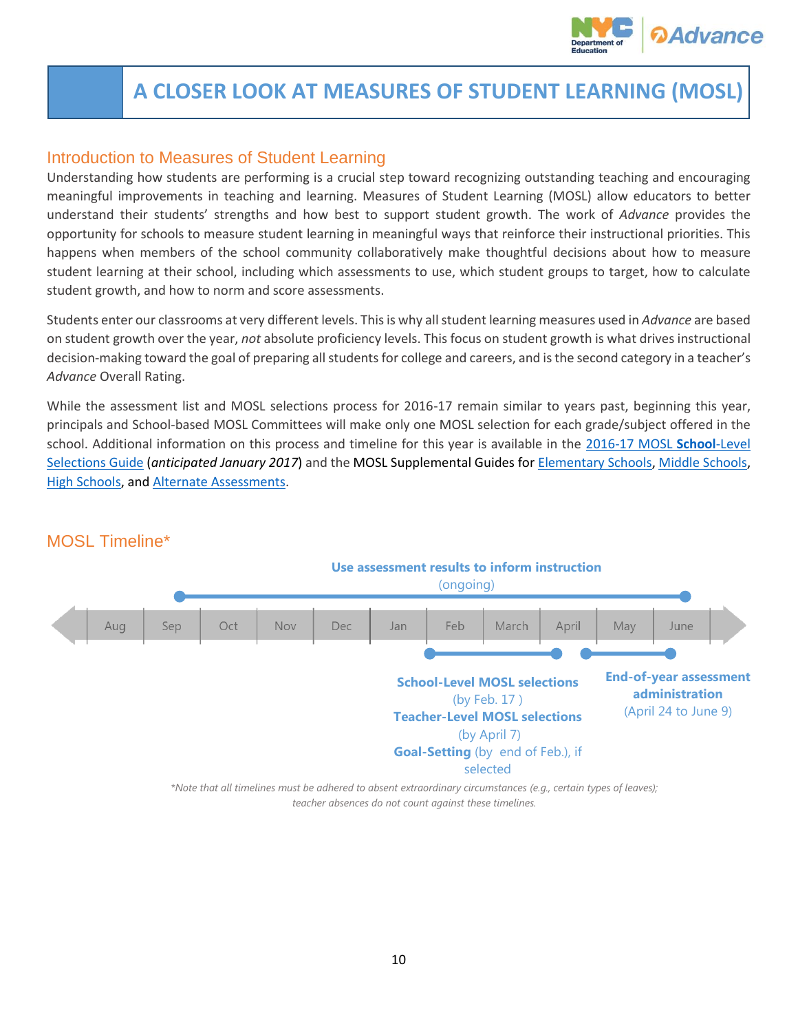# A CLOSER LOOK AT MEASURES OF STUDENT LEARNING (MOSL)

## Introduction to Measures of Student Learning

Understanding how students are performing is a crucial step toward recognizing outstanding teaching and encouraging meaningful improvements in teaching and learning. Measures of Student Learning (MOSL) allow educators to better understand their students' strengths and how best to support student growth. The work of *Advance* provides the opportunity for schools to measure student learning in meaningful ways that reinforce their instructional priorities. This happens when members of the school community collaboratively make thoughtful decisions about how to measure student learning at their school, including which assessments to use, which student groups to target, how to calculate student growth, and how to norm and score assessments.

Students enter our classrooms at very different levels. This is why all student learning measures used in *Advance* are based on student growth over the year, *not* absolute proficiency levels. This focus on student growth is what drives instructional decision-making toward the goal of preparing all students for college and careers, and is the second category in a teacher's *Advance* Overall Rating.

While the assessment list and MOSL selections process for 2016-17 remain similar to years past, beginning this year, principals and School-based MOSL Committees will make only one MOSL selection for each grade/subject offered in the school. Additional information on this process and timeline for this year is available in the 2016-17 MOSL **School**-Level Selections Guide (*anticipated January 2017*) and the MOSL Supplemental Guides for Elementary Schools, Middle Schools, High Schools, and Alternate Assessments.

## MOSL Timeline*

**Use assessment results to inform instruction** (ongoing) — Sep through June

Aug | Sep | Oct | Nov | Dec | Jan | Feb | March | April | May | June

**School-Level MOSL selections** (by Feb. 17 )
**Teacher-Level MOSL selections** (by April 7)
**Goal-Setting** (by end of Feb.), if selected

**End-of-year assessment administration** (April 24 to June 9)

*\*Note that all timelines must be adhered to absent extraordinary circumstances (e.g., certain types of leaves); teacher absences do not count against these timelines.*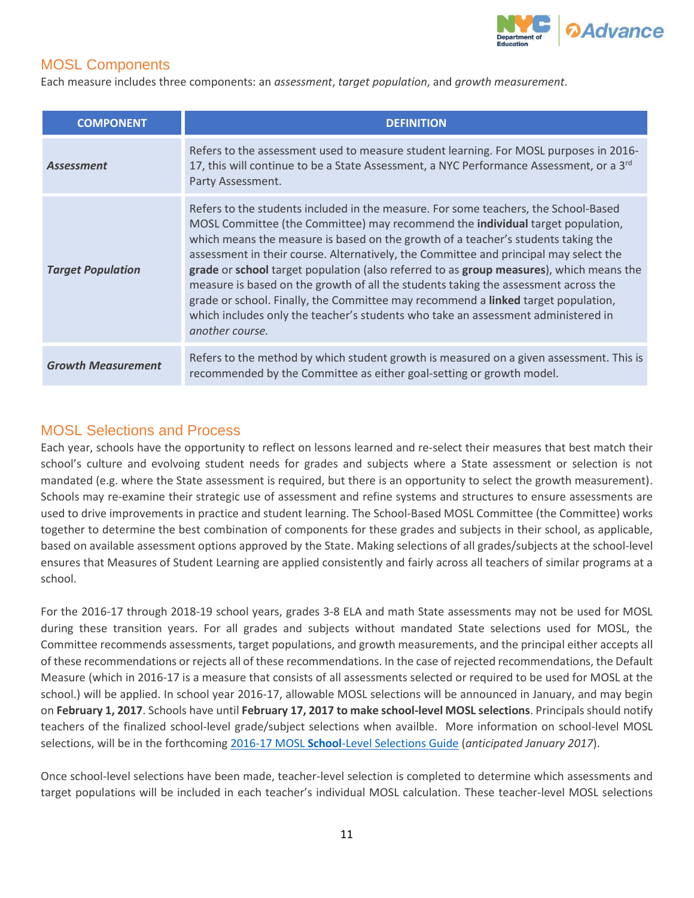## MOSL Components

Each measure includes three components: an *assessment*, *target population*, and *growth measurement*.

| COMPONENT | DEFINITION |
|---|---|
| ***Assessment*** | Refers to the assessment used to measure student learning. For MOSL purposes in 2016-17, this will continue to be a State Assessment, a NYC Performance Assessment, or a 3rd Party Assessment. |
| ***Target Population*** | Refers to the students included in the measure. For some teachers, the School-Based MOSL Committee (the Committee) may recommend the **individual** target population, which means the measure is based on the growth of a teacher's students taking the assessment in their course. Alternatively, the Committee and principal may select the **grade** or **school** target population (also referred to as **group measures**), which means the measure is based on the growth of all the students taking the assessment across the grade or school. Finally, the Committee may recommend a **linked** target population, which includes only the teacher's students who take an assessment administered in *another course.* |
| ***Growth Measurement*** | Refers to the method by which student growth is measured on a given assessment. This is recommended by the Committee as either goal-setting or growth model. |

## MOSL Selections and Process

Each year, schools have the opportunity to reflect on lessons learned and re-select their measures that best match their school's culture and evolving student needs for grades and subjects where a State assessment or selection is not mandated (e.g. where the State assessment is required, but there is an opportunity to select the growth measurement). Schools may re-examine their strategic use of assessment and refine systems and structures to ensure assessments are used to drive improvements in practice and student learning. The School-Based MOSL Committee (the Committee) works together to determine the best combination of components for these grades and subjects in their school, as applicable, based on available assessment options approved by the State. Making selections of all grades/subjects at the school-level ensures that Measures of Student Learning are applied consistently and fairly across all teachers of similar programs at a school.

For the 2016-17 through 2018-19 school years, grades 3-8 ELA and math State assessments may not be used for MOSL during these transition years. For all grades and subjects without mandated State selections used for MOSL, the Committee recommends assessments, target populations, and growth measurements, and the principal either accepts all of these recommendations or rejects all of these recommendations. In the case of rejected recommendations, the Default Measure (which in 2016-17 is a measure that consists of all assessments selected or required to be used for MOSL at the school.) will be applied. In school year 2016-17, allowable MOSL selections will be announced in January, and may begin on **February 1, 2017**. Schools have until **February 17, 2017 to make school-level MOSL selections**. Principals should notify teachers of the finalized school-level grade/subject selections when availble. More information on school-level MOSL selections, will be in the forthcoming 2016-17 MOSL **School**-Level Selections Guide (*anticipated January 2017*).

Once school-level selections have been made, teacher-level selection is completed to determine which assessments and target populations will be included in each teacher's individual MOSL calculation. These teacher-level MOSL selections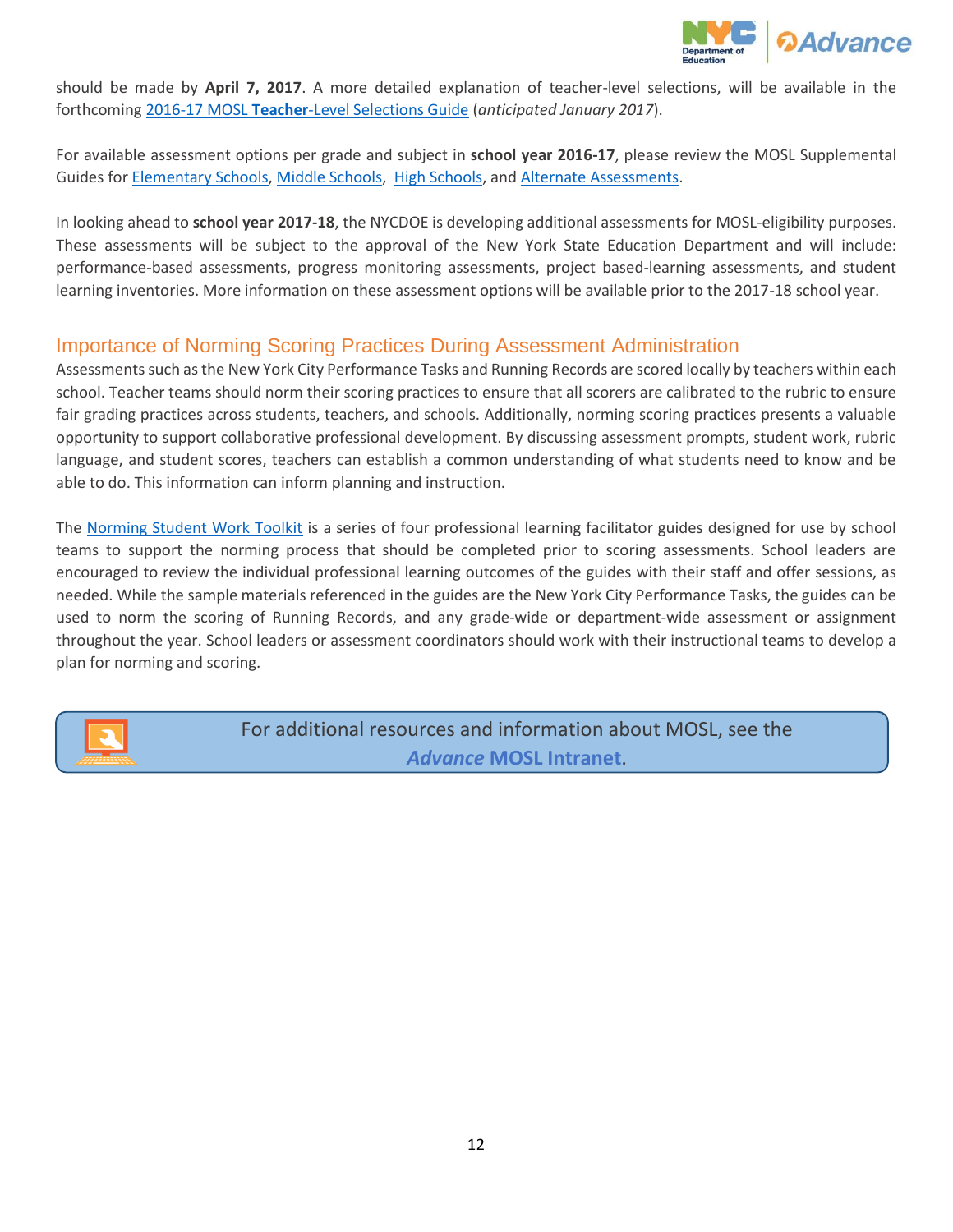should be made by **April 7, 2017**. A more detailed explanation of teacher-level selections, will be available in the forthcoming 2016-17 MOSL **Teacher**-Level Selections Guide (*anticipated January 2017*).

For available assessment options per grade and subject in **school year 2016-17**, please review the MOSL Supplemental Guides for Elementary Schools, Middle Schools, High Schools, and Alternate Assessments.

In looking ahead to **school year 2017-18**, the NYCDOE is developing additional assessments for MOSL-eligibility purposes. These assessments will be subject to the approval of the New York State Education Department and will include: performance-based assessments, progress monitoring assessments, project based-learning assessments, and student learning inventories. More information on these assessment options will be available prior to the 2017-18 school year.

## Importance of Norming Scoring Practices During Assessment Administration

Assessments such as the New York City Performance Tasks and Running Records are scored locally by teachers within each school. Teacher teams should norm their scoring practices to ensure that all scorers are calibrated to the rubric to ensure fair grading practices across students, teachers, and schools. Additionally, norming scoring practices presents a valuable opportunity to support collaborative professional development. By discussing assessment prompts, student work, rubric language, and student scores, teachers can establish a common understanding of what students need to know and be able to do. This information can inform planning and instruction.

The Norming Student Work Toolkit is a series of four professional learning facilitator guides designed for use by school teams to support the norming process that should be completed prior to scoring assessments. School leaders are encouraged to review the individual professional learning outcomes of the guides with their staff and offer sessions, as needed. While the sample materials referenced in the guides are the New York City Performance Tasks, the guides can be used to norm the scoring of Running Records, and any grade-wide or department-wide assessment or assignment throughout the year. School leaders or assessment coordinators should work with their instructional teams to develop a plan for norming and scoring.

For additional resources and information about MOSL, see the ***Advance* MOSL Intranet**.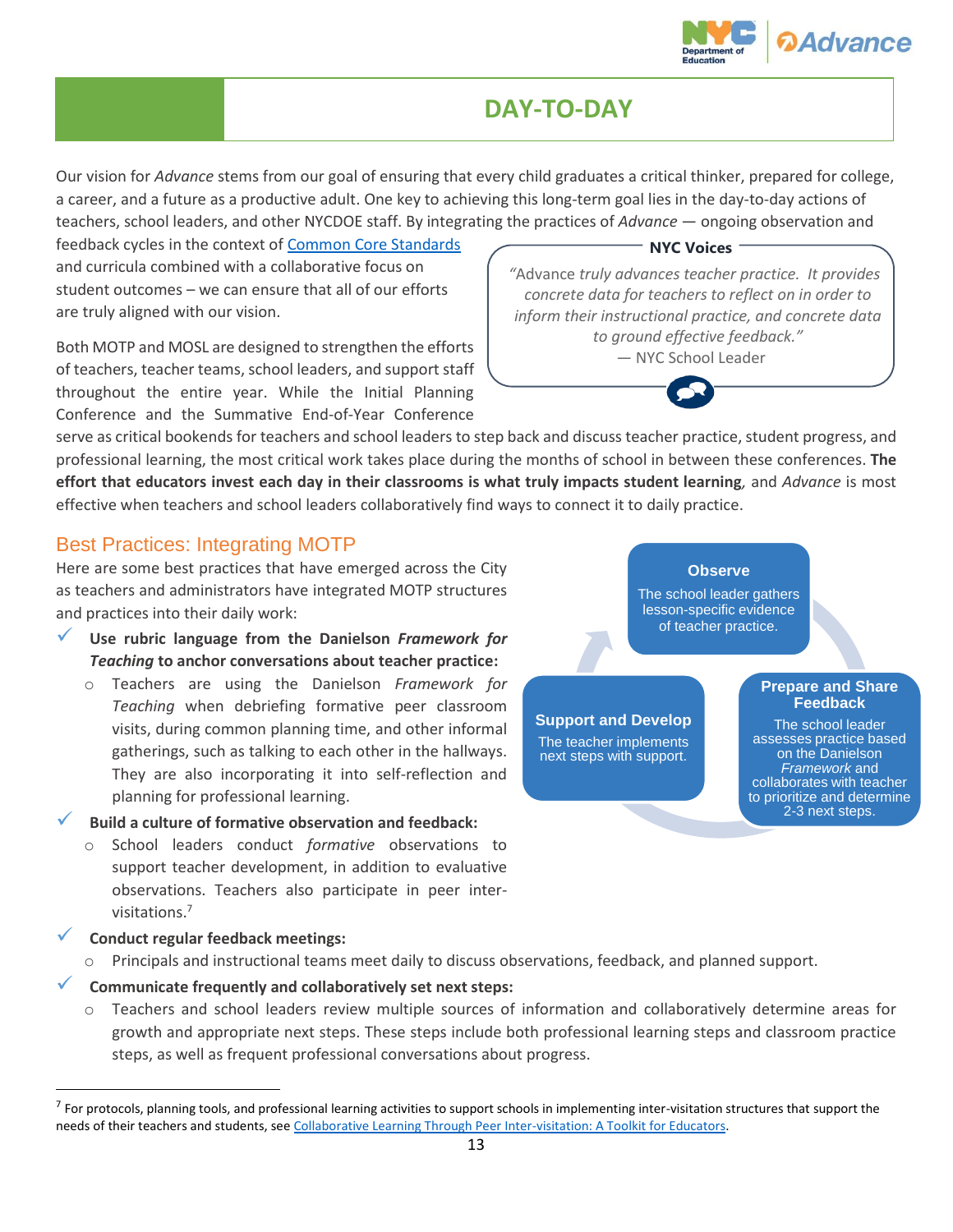# DAY-TO-DAY

Our vision for *Advance* stems from our goal of ensuring that every child graduates a critical thinker, prepared for college, a career, and a future as a productive adult. One key to achieving this long-term goal lies in the day-to-day actions of teachers, school leaders, and other NYCDOE staff. By integrating the practices of *Advance* — ongoing observation and feedback cycles in the context of [Common Core Standards](Common Core Standards) and curricula combined with a collaborative focus on student outcomes – we can ensure that all of our efforts are truly aligned with our vision.

> **NYC Voices**
>
> *"Advance truly advances teacher practice. It provides concrete data for teachers to reflect on in order to inform their instructional practice, and concrete data to ground effective feedback."*
> — NYC School Leader

Both MOTP and MOSL are designed to strengthen the efforts of teachers, teacher teams, school leaders, and support staff throughout the entire year. While the Initial Planning Conference and the Summative End-of-Year Conference serve as critical bookends for teachers and school leaders to step back and discuss teacher practice, student progress, and professional learning, the most critical work takes place during the months of school in between these conferences. **The effort that educators invest each day in their classrooms is what truly impacts student learning**, and *Advance* is most effective when teachers and school leaders collaboratively find ways to connect it to daily practice.

## Best Practices: Integrating MOTP

Here are some best practices that have emerged across the City as teachers and administrators have integrated MOTP structures and practices into their daily work:

- ✓ **Use rubric language from the Danielson *Framework for Teaching* to anchor conversations about teacher practice:**
  - Teachers are using the Danielson *Framework for Teaching* when debriefing formative peer classroom visits, during common planning time, and other informal gatherings, such as talking to each other in the hallways. They are also incorporating it into self-reflection and planning for professional learning.
- ✓ **Build a culture of formative observation and feedback:**
  - School leaders conduct *formative* observations to support teacher development, in addition to evaluative observations. Teachers also participate in peer inter-visitations.[7]
- ✓ **Conduct regular feedback meetings:**
  - Principals and instructional teams meet daily to discuss observations, feedback, and planned support.
- ✓ **Communicate frequently and collaboratively set next steps:**
  - Teachers and school leaders review multiple sources of information and collaboratively determine areas for growth and appropriate next steps. These steps include both professional learning steps and classroom practice steps, as well as frequent professional conversations about progress.

**Observe**
The school leader gathers lesson-specific evidence of teacher practice.

**Prepare and Share Feedback**
The school leader assesses practice based on the Danielson *Framework* and collaborates with teacher to prioritize and determine 2-3 next steps.

**Support and Develop**
The teacher implements next steps with support.

---

[7] For protocols, planning tools, and professional learning activities to support schools in implementing inter-visitation structures that support the needs of their teachers and students, see [Collaborative Learning Through Peer Inter-visitation: A Toolkit for Educators](Collaborative Learning Through Peer Inter-visitation: A Toolkit for Educators).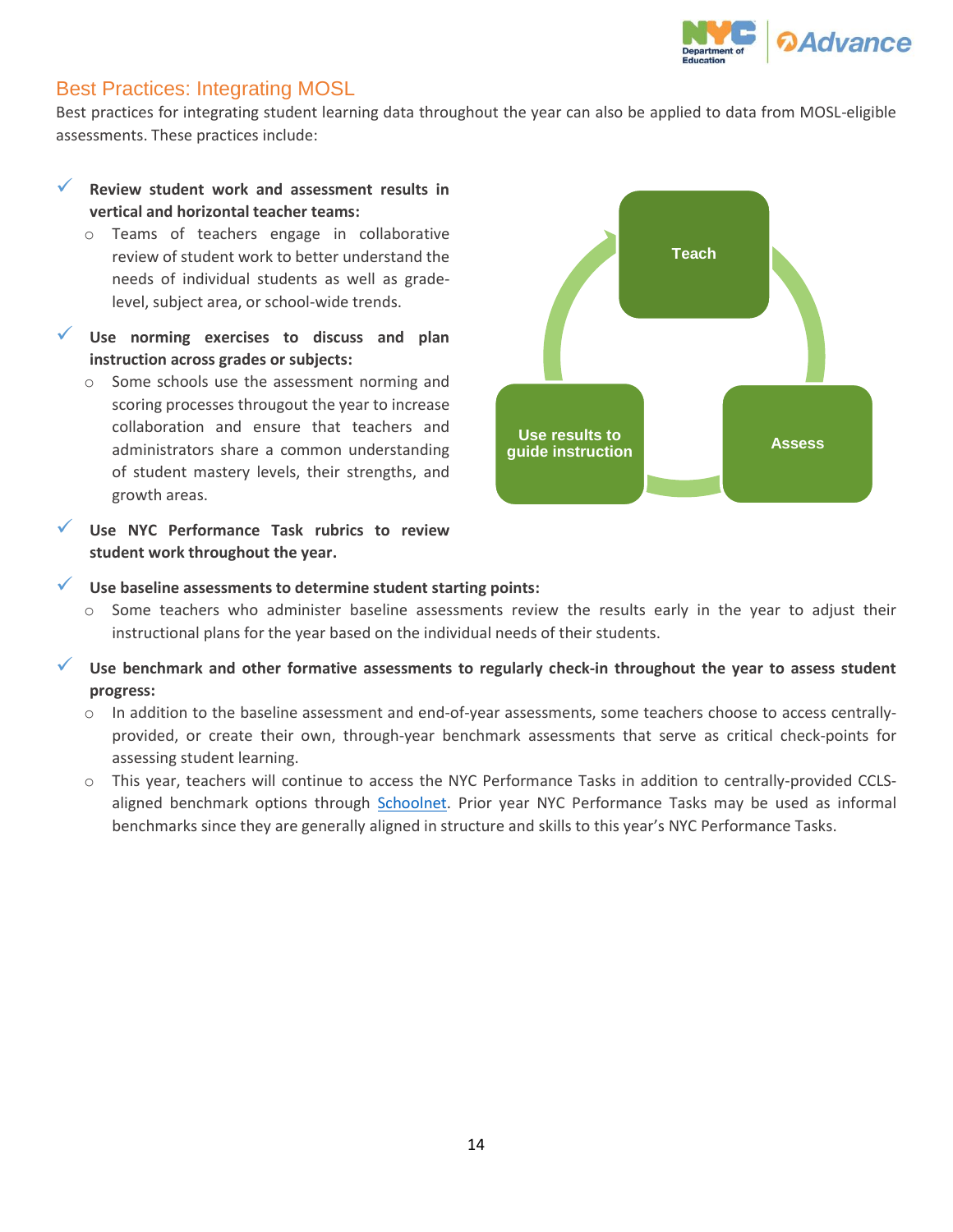## Best Practices: Integrating MOSL

Best practices for integrating student learning data throughout the year can also be applied to data from MOSL-eligible assessments. These practices include:

- ✓ **Review student work and assessment results in vertical and horizontal teacher teams:**
  - Teams of teachers engage in collaborative review of student work to better understand the needs of individual students as well as grade-level, subject area, or school-wide trends.
- ✓ **Use norming exercises to discuss and plan instruction across grades or subjects:**
  - Some schools use the assessment norming and scoring processes througout the year to increase collaboration and ensure that teachers and administrators share a common understanding of student mastery levels, their strengths, and growth areas.
- ✓ **Use NYC Performance Task rubrics to review student work throughout the year.**

Teach → Assess → Use results to guide instruction

- ✓ **Use baseline assessments to determine student starting points:**
  - Some teachers who administer baseline assessments review the results early in the year to adjust their instructional plans for the year based on the individual needs of their students.
- ✓ **Use benchmark and other formative assessments to regularly check-in throughout the year to assess student progress:**
  - In addition to the baseline assessment and end-of-year assessments, some teachers choose to access centrally-provided, or create their own, through-year benchmark assessments that serve as critical check-points for assessing student learning.
  - This year, teachers will continue to access the NYC Performance Tasks in addition to centrally-provided CCLS-aligned benchmark options through Schoolnet. Prior year NYC Performance Tasks may be used as informal benchmarks since they are generally aligned in structure and skills to this year's NYC Performance Tasks.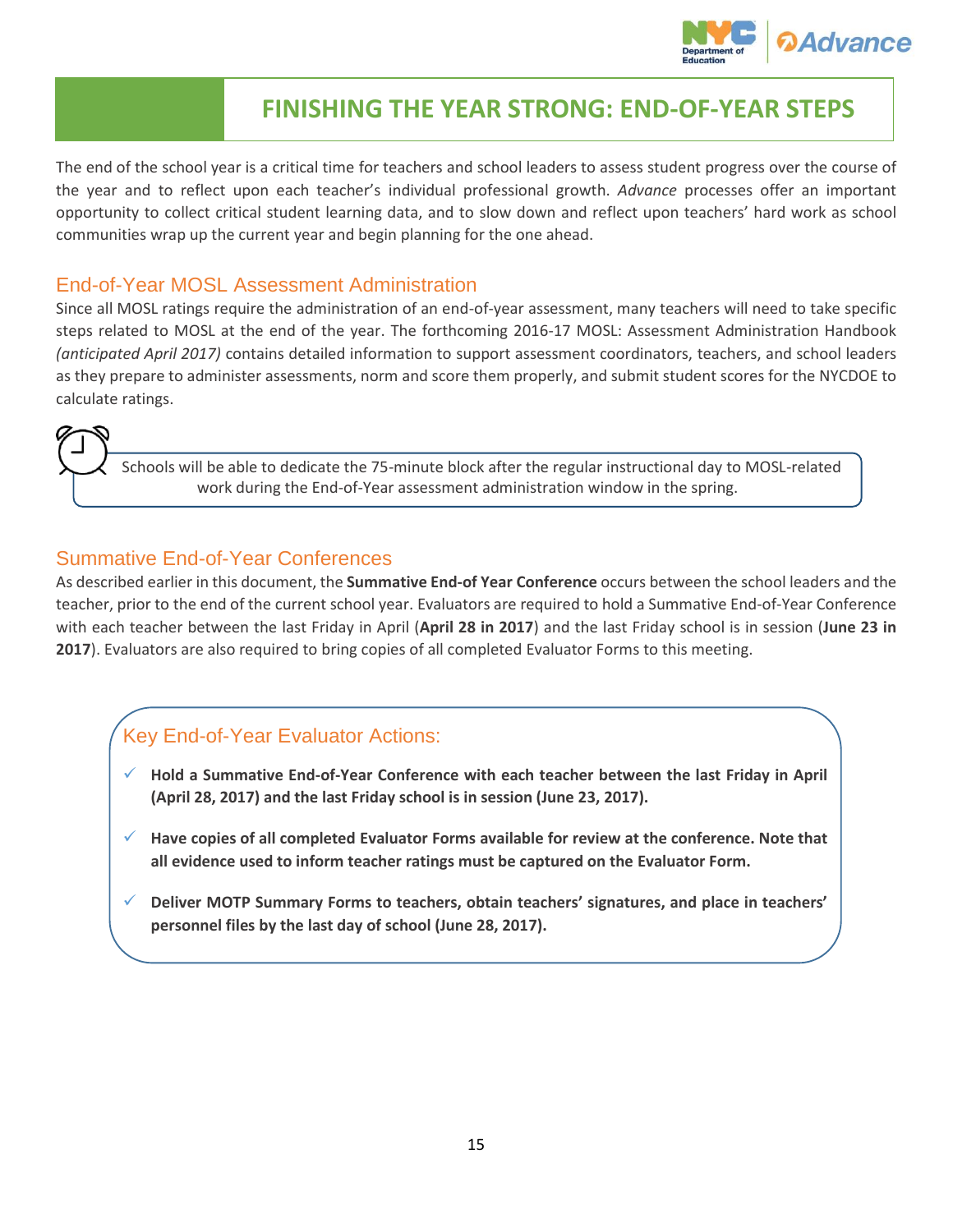# FINISHING THE YEAR STRONG: END-OF-YEAR STEPS

The end of the school year is a critical time for teachers and school leaders to assess student progress over the course of the year and to reflect upon each teacher's individual professional growth. *Advance* processes offer an important opportunity to collect critical student learning data, and to slow down and reflect upon teachers' hard work as school communities wrap up the current year and begin planning for the one ahead.

## End-of-Year MOSL Assessment Administration

Since all MOSL ratings require the administration of an end-of-year assessment, many teachers will need to take specific steps related to MOSL at the end of the year. The forthcoming 2016-17 MOSL: Assessment Administration Handbook *(anticipated April 2017)* contains detailed information to support assessment coordinators, teachers, and school leaders as they prepare to administer assessments, norm and score them properly, and submit student scores for the NYCDOE to calculate ratings.

> Schools will be able to dedicate the 75-minute block after the regular instructional day to MOSL-related work during the End-of-Year assessment administration window in the spring.

## Summative End-of-Year Conferences

As described earlier in this document, the **Summative End-of Year Conference** occurs between the school leaders and the teacher, prior to the end of the current school year. Evaluators are required to hold a Summative End-of-Year Conference with each teacher between the last Friday in April (**April 28 in 2017**) and the last Friday school is in session (**June 23 in 2017**). Evaluators are also required to bring copies of all completed Evaluator Forms to this meeting.

### Key End-of-Year Evaluator Actions:

- ✓ **Hold a Summative End-of-Year Conference with each teacher between the last Friday in April (April 28, 2017) and the last Friday school is in session (June 23, 2017).**
- ✓ **Have copies of all completed Evaluator Forms available for review at the conference. Note that all evidence used to inform teacher ratings must be captured on the Evaluator Form.**
- ✓ **Deliver MOTP Summary Forms to teachers, obtain teachers' signatures, and place in teachers' personnel files by the last day of school (June 28, 2017).**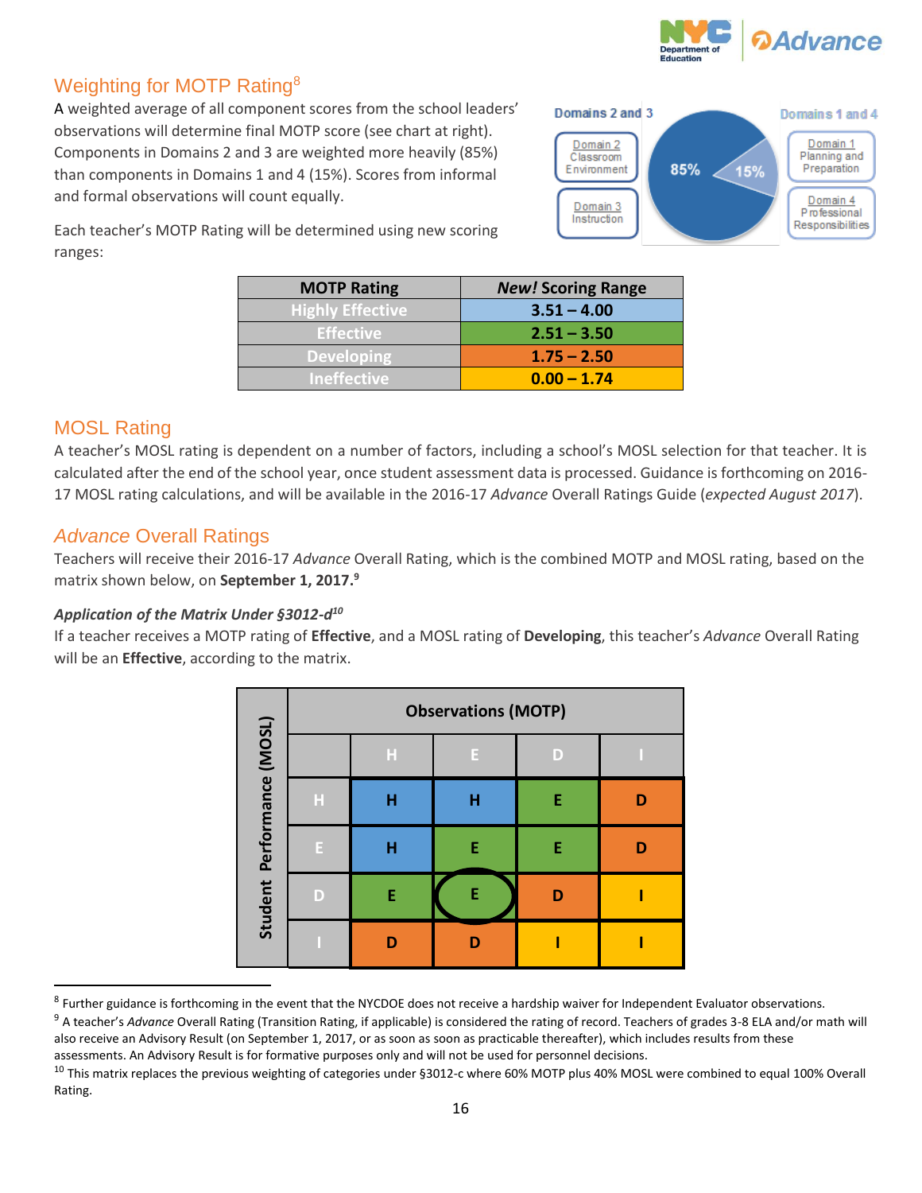## Weighting for MOTP Rating[8]

A weighted average of all component scores from the school leaders' observations will determine final MOTP score (see chart at right). Components in Domains 2 and 3 are weighted more heavily (85%) than components in Domains 1 and 4 (15%). Scores from informal and formal observations will count equally.

Domains 2 and 3: Domain 2 Classroom Environment; Domain 3 Instruction — 85%

Domains 1 and 4: Domain 1 Planning and Preparation; Domain 4 Professional Responsibilities — 15%

Each teacher's MOTP Rating will be determined using new scoring ranges:

| MOTP Rating | *New!* Scoring Range |
|---|---|
| Highly Effective | 3.51 – 4.00 |
| Effective | 2.51 – 3.50 |
| Developing | 1.75 – 2.50 |
| Ineffective | 0.00 – 1.74 |

## MOSL Rating

A teacher's MOSL rating is dependent on a number of factors, including a school's MOSL selection for that teacher. It is calculated after the end of the school year, once student assessment data is processed. Guidance is forthcoming on 2016-17 MOSL rating calculations, and will be available in the 2016-17 *Advance* Overall Ratings Guide (*expected August 2017*).

## *Advance* Overall Ratings

Teachers will receive their 2016-17 *Advance* Overall Rating, which is the combined MOTP and MOSL rating, based on the matrix shown below, on **September 1, 2017.**[9]

#### *Application of the Matrix Under §3012-d*[10]

If a teacher receives a MOTP rating of **Effective**, and a MOSL rating of **Developing**, this teacher's *Advance* Overall Rating will be an **Effective**, according to the matrix.

| Student Performance (MOSL) | Observations (MOTP) | | | |
|---|---|---|---|---|
| | H | E | D | I |
| H | H | H | E | D |
| E | H | E | E | D |
| D | E | E | D | I |
| I | D | D | I | I |

---

[8] Further guidance is forthcoming in the event that the NYCDOE does not receive a hardship waiver for Independent Evaluator observations.

[9] A teacher's *Advance* Overall Rating (Transition Rating, if applicable) is considered the rating of record. Teachers of grades 3-8 ELA and/or math will also receive an Advisory Result (on September 1, 2017, or as soon as soon as practicable thereafter), which includes results from these assessments. An Advisory Result is for formative purposes only and will not be used for personnel decisions.

[10] This matrix replaces the previous weighting of categories under §3012-c where 60% MOTP plus 40% MOSL were combined to equal 100% Overall Rating.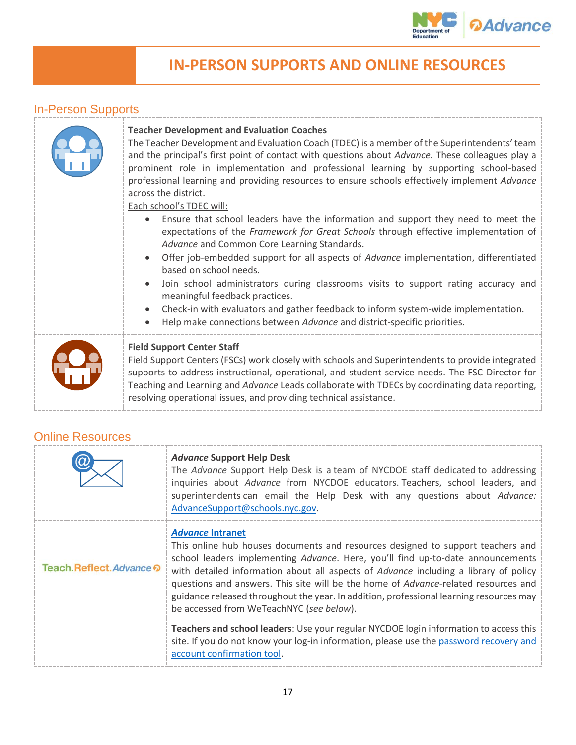# IN-PERSON SUPPORTS AND ONLINE RESOURCES

## In-Person Supports

**Teacher Development and Evaluation Coaches**

The Teacher Development and Evaluation Coach (TDEC) is a member of the Superintendents' team and the principal's first point of contact with questions about *Advance*. These colleagues play a prominent role in implementation and professional learning by supporting school-based professional learning and providing resources to ensure schools effectively implement *Advance* across the district.

Each school's TDEC will:

- Ensure that school leaders have the information and support they need to meet the expectations of the *Framework for Great Schools* through effective implementation of *Advance* and Common Core Learning Standards.
- Offer job-embedded support for all aspects of *Advance* implementation, differentiated based on school needs.
- Join school administrators during classrooms visits to support rating accuracy and meaningful feedback practices.
- Check-in with evaluators and gather feedback to inform system-wide implementation.
- Help make connections between *Advance* and district-specific priorities.

**Field Support Center Staff**

Field Support Centers (FSCs) work closely with schools and Superintendents to provide integrated supports to address instructional, operational, and student service needs. The FSC Director for Teaching and Learning and *Advance* Leads collaborate with TDECs by coordinating data reporting, resolving operational issues, and providing technical assistance.

## Online Resources

***Advance* Support Help Desk**

The *Advance* Support Help Desk is a team of NYCDOE staff dedicated to addressing inquiries about *Advance* from NYCDOE educators. Teachers, school leaders, and superintendents can email the Help Desk with any questions about *Advance:* AdvanceSupport@schools.nyc.gov.

Teach.Reflect.*Advance*

***Advance* Intranet**

This online hub houses documents and resources designed to support teachers and school leaders implementing *Advance*. Here, you'll find up-to-date announcements with detailed information about all aspects of *Advance* including a library of policy questions and answers. This site will be the home of *Advance*-related resources and guidance released throughout the year. In addition, professional learning resources may be accessed from WeTeachNYC (*see below*).

**Teachers and school leaders**: Use your regular NYCDOE login information to access this site. If you do not know your log-in information, please use the password recovery and account confirmation tool.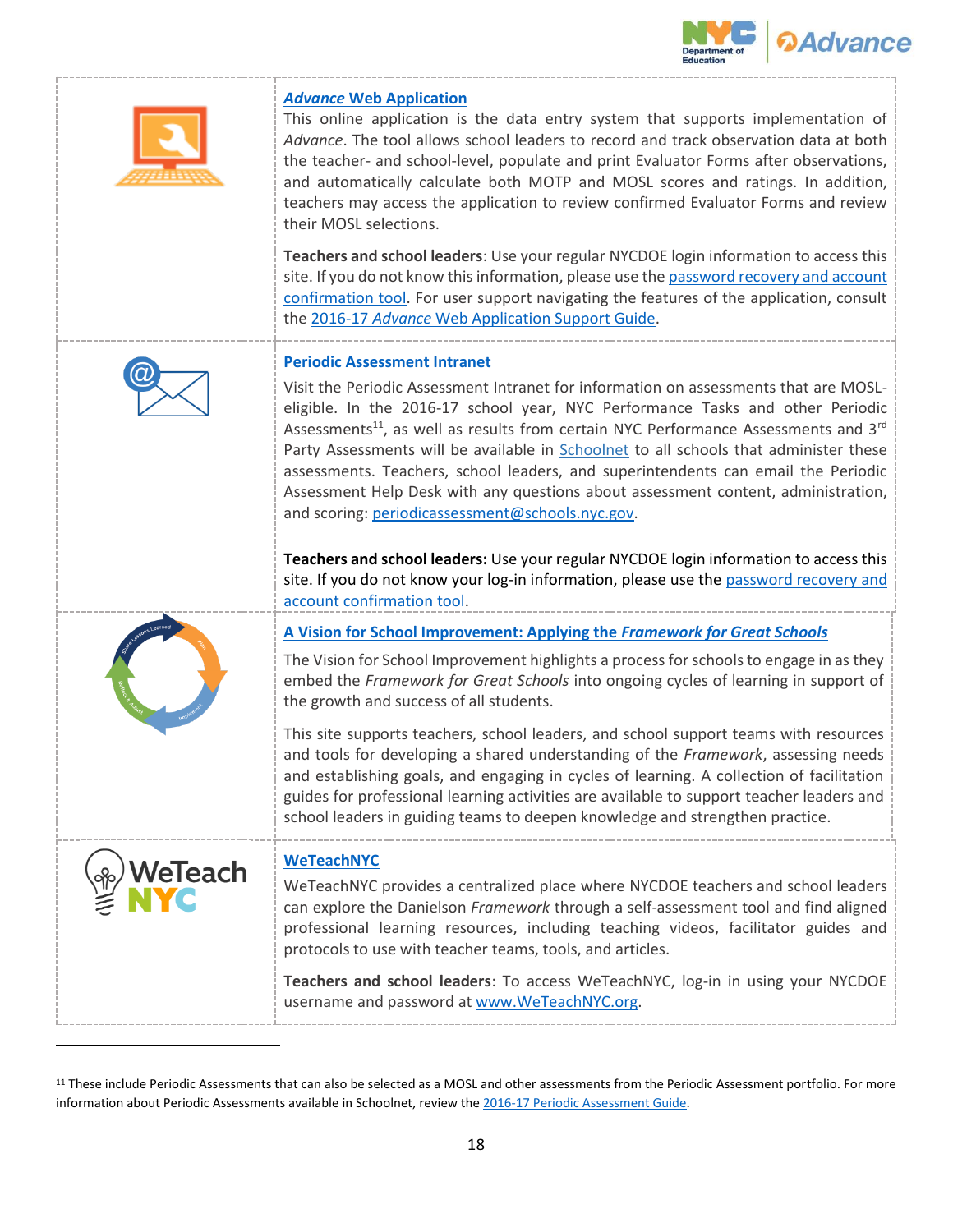### *Advance* Web Application

This online application is the data entry system that supports implementation of *Advance*. The tool allows school leaders to record and track observation data at both the teacher- and school-level, populate and print Evaluator Forms after observations, and automatically calculate both MOTP and MOSL scores and ratings. In addition, teachers may access the application to review confirmed Evaluator Forms and review their MOSL selections.

**Teachers and school leaders**: Use your regular NYCDOE login information to access this site. If you do not know this information, please use the password recovery and account confirmation tool. For user support navigating the features of the application, consult the 2016-17 *Advance* Web Application Support Guide.

### Periodic Assessment Intranet

Visit the Periodic Assessment Intranet for information on assessments that are MOSL-eligible. In the 2016-17 school year, NYC Performance Tasks and other Periodic Assessments[11], as well as results from certain NYC Performance Assessments and 3rd Party Assessments will be available in Schoolnet to all schools that administer these assessments. Teachers, school leaders, and superintendents can email the Periodic Assessment Help Desk with any questions about assessment content, administration, and scoring: periodicassessment@schools.nyc.gov.

**Teachers and school leaders:** Use your regular NYCDOE login information to access this site. If you do not know your log-in information, please use the password recovery and account confirmation tool.

### A Vision for School Improvement: Applying the *Framework for Great Schools*

The Vision for School Improvement highlights a process for schools to engage in as they embed the *Framework for Great Schools* into ongoing cycles of learning in support of the growth and success of all students.

This site supports teachers, school leaders, and school support teams with resources and tools for developing a shared understanding of the *Framework*, assessing needs and establishing goals, and engaging in cycles of learning. A collection of facilitation guides for professional learning activities are available to support teacher leaders and school leaders in guiding teams to deepen knowledge and strengthen practice.

### WeTeachNYC

WeTeachNYC provides a centralized place where NYCDOE teachers and school leaders can explore the Danielson *Framework* through a self-assessment tool and find aligned professional learning resources, including teaching videos, facilitator guides and protocols to use with teacher teams, tools, and articles.

**Teachers and school leaders**: To access WeTeachNYC, log-in in using your NYCDOE username and password at www.WeTeachNYC.org.

---

[11] These include Periodic Assessments that can also be selected as a MOSL and other assessments from the Periodic Assessment portfolio. For more information about Periodic Assessments available in Schoolnet, review the 2016-17 Periodic Assessment Guide.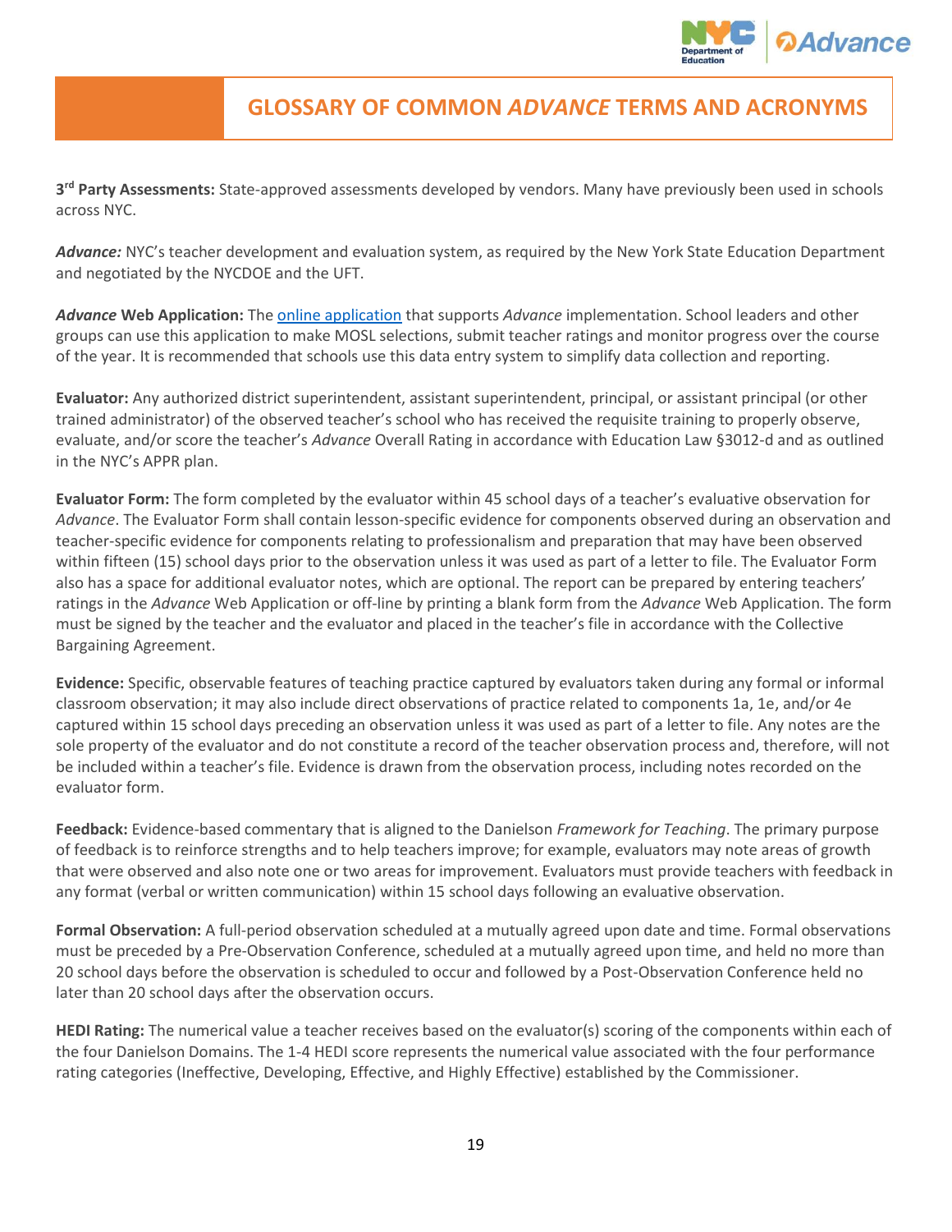# GLOSSARY OF COMMON *ADVANCE* TERMS AND ACRONYMS

**3rd Party Assessments:** State-approved assessments developed by vendors. Many have previously been used in schools across NYC.

***Advance:*** NYC's teacher development and evaluation system, as required by the New York State Education Department and negotiated by the NYCDOE and the UFT.

***Advance* Web Application:** The [online application]() that supports *Advance* implementation. School leaders and other groups can use this application to make MOSL selections, submit teacher ratings and monitor progress over the course of the year. It is recommended that schools use this data entry system to simplify data collection and reporting.

**Evaluator:** Any authorized district superintendent, assistant superintendent, principal, or assistant principal (or other trained administrator) of the observed teacher's school who has received the requisite training to properly observe, evaluate, and/or score the teacher's *Advance* Overall Rating in accordance with Education Law §3012-d and as outlined in the NYC's APPR plan.

**Evaluator Form:** The form completed by the evaluator within 45 school days of a teacher's evaluative observation for *Advance*. The Evaluator Form shall contain lesson-specific evidence for components observed during an observation and teacher-specific evidence for components relating to professionalism and preparation that may have been observed within fifteen (15) school days prior to the observation unless it was used as part of a letter to file. The Evaluator Form also has a space for additional evaluator notes, which are optional. The report can be prepared by entering teachers' ratings in the *Advance* Web Application or off-line by printing a blank form from the *Advance* Web Application. The form must be signed by the teacher and the evaluator and placed in the teacher's file in accordance with the Collective Bargaining Agreement.

**Evidence:** Specific, observable features of teaching practice captured by evaluators taken during any formal or informal classroom observation; it may also include direct observations of practice related to components 1a, 1e, and/or 4e captured within 15 school days preceding an observation unless it was used as part of a letter to file. Any notes are the sole property of the evaluator and do not constitute a record of the teacher observation process and, therefore, will not be included within a teacher's file. Evidence is drawn from the observation process, including notes recorded on the evaluator form.

**Feedback:** Evidence-based commentary that is aligned to the Danielson *Framework for Teaching*. The primary purpose of feedback is to reinforce strengths and to help teachers improve; for example, evaluators may note areas of growth that were observed and also note one or two areas for improvement. Evaluators must provide teachers with feedback in any format (verbal or written communication) within 15 school days following an evaluative observation.

**Formal Observation:** A full-period observation scheduled at a mutually agreed upon date and time. Formal observations must be preceded by a Pre-Observation Conference, scheduled at a mutually agreed upon time, and held no more than 20 school days before the observation is scheduled to occur and followed by a Post-Observation Conference held no later than 20 school days after the observation occurs.

**HEDI Rating:** The numerical value a teacher receives based on the evaluator(s) scoring of the components within each of the four Danielson Domains. The 1-4 HEDI score represents the numerical value associated with the four performance rating categories (Ineffective, Developing, Effective, and Highly Effective) established by the Commissioner.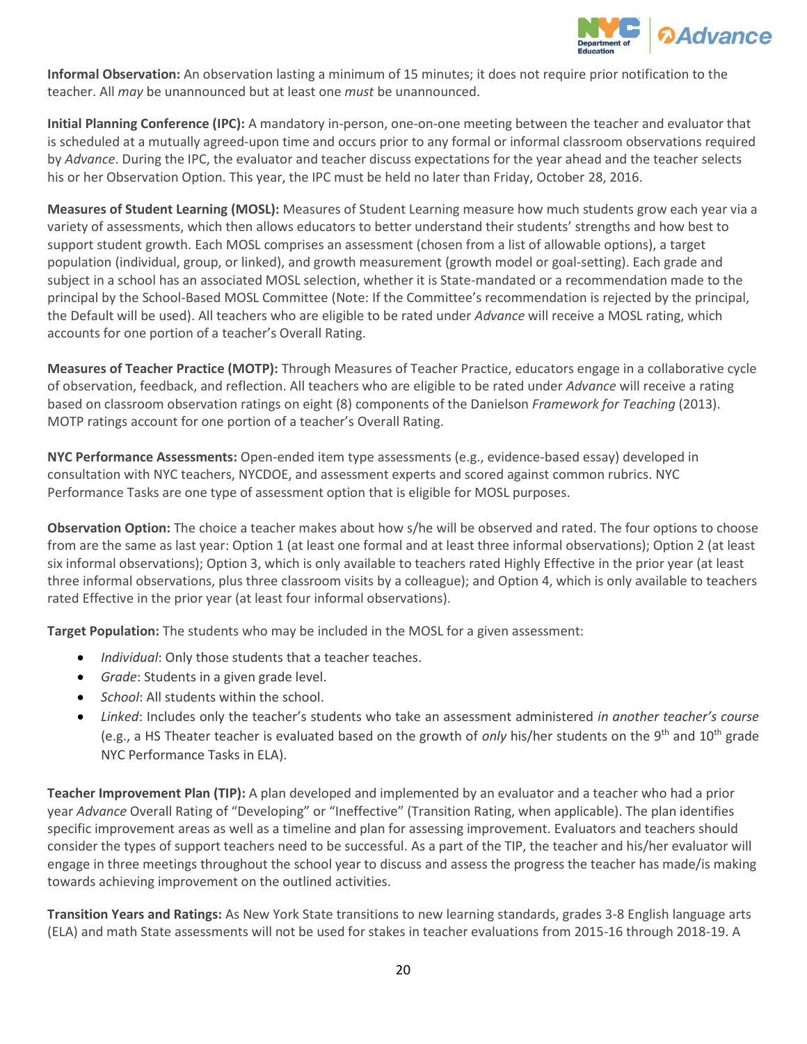**Informal Observation:** An observation lasting a minimum of 15 minutes; it does not require prior notification to the teacher. All *may* be unannounced but at least one *must* be unannounced.

**Initial Planning Conference (IPC):** A mandatory in-person, one-on-one meeting between the teacher and evaluator that is scheduled at a mutually agreed-upon time and occurs prior to any formal or informal classroom observations required by *Advance*. During the IPC, the evaluator and teacher discuss expectations for the year ahead and the teacher selects his or her Observation Option. This year, the IPC must be held no later than Friday, October 28, 2016.

**Measures of Student Learning (MOSL):** Measures of Student Learning measure how much students grow each year via a variety of assessments, which then allows educators to better understand their students' strengths and how best to support student growth. Each MOSL comprises an assessment (chosen from a list of allowable options), a target population (individual, group, or linked), and growth measurement (growth model or goal-setting). Each grade and subject in a school has an associated MOSL selection, whether it is State-mandated or a recommendation made to the principal by the School-Based MOSL Committee (Note: If the Committee's recommendation is rejected by the principal, the Default will be used). All teachers who are eligible to be rated under *Advance* will receive a MOSL rating, which accounts for one portion of a teacher's Overall Rating.

**Measures of Teacher Practice (MOTP):** Through Measures of Teacher Practice, educators engage in a collaborative cycle of observation, feedback, and reflection. All teachers who are eligible to be rated under *Advance* will receive a rating based on classroom observation ratings on eight (8) components of the Danielson *Framework for Teaching* (2013). MOTP ratings account for one portion of a teacher's Overall Rating.

**NYC Performance Assessments:** Open-ended item type assessments (e.g., evidence-based essay) developed in consultation with NYC teachers, NYCDOE, and assessment experts and scored against common rubrics. NYC Performance Tasks are one type of assessment option that is eligible for MOSL purposes.

**Observation Option:** The choice a teacher makes about how s/he will be observed and rated. The four options to choose from are the same as last year: Option 1 (at least one formal and at least three informal observations); Option 2 (at least six informal observations); Option 3, which is only available to teachers rated Highly Effective in the prior year (at least three informal observations, plus three classroom visits by a colleague); and Option 4, which is only available to teachers rated Effective in the prior year (at least four informal observations).

**Target Population:** The students who may be included in the MOSL for a given assessment:

- *Individual*: Only those students that a teacher teaches.
- *Grade*: Students in a given grade level.
- *School*: All students within the school.
- *Linked*: Includes only the teacher's students who take an assessment administered *in another teacher's course* (e.g., a HS Theater teacher is evaluated based on the growth of *only* his/her students on the 9th and 10th grade NYC Performance Tasks in ELA).

**Teacher Improvement Plan (TIP):** A plan developed and implemented by an evaluator and a teacher who had a prior year *Advance* Overall Rating of "Developing" or "Ineffective" (Transition Rating, when applicable). The plan identifies specific improvement areas as well as a timeline and plan for assessing improvement. Evaluators and teachers should consider the types of support teachers need to be successful. As a part of the TIP, the teacher and his/her evaluator will engage in three meetings throughout the school year to discuss and assess the progress the teacher has made/is making towards achieving improvement on the outlined activities.

**Transition Years and Ratings:** As New York State transitions to new learning standards, grades 3-8 English language arts (ELA) and math State assessments will not be used for stakes in teacher evaluations from 2015-16 through 2018-19. A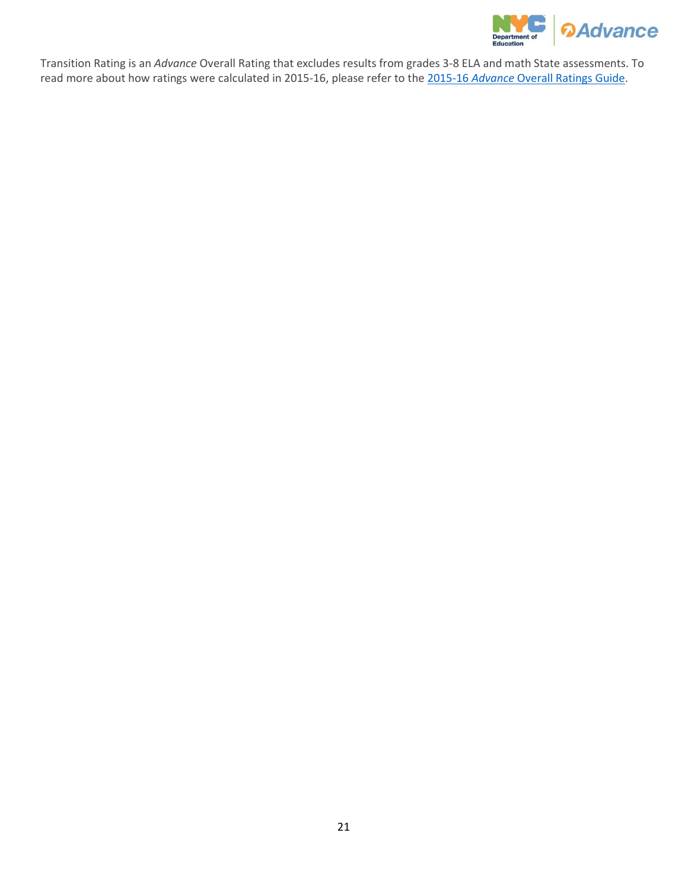Transition Rating is an *Advance* Overall Rating that excludes results from grades 3-8 ELA and math State assessments. To read more about how ratings were calculated in 2015-16, please refer to the 2015-16 *Advance* Overall Ratings Guide.